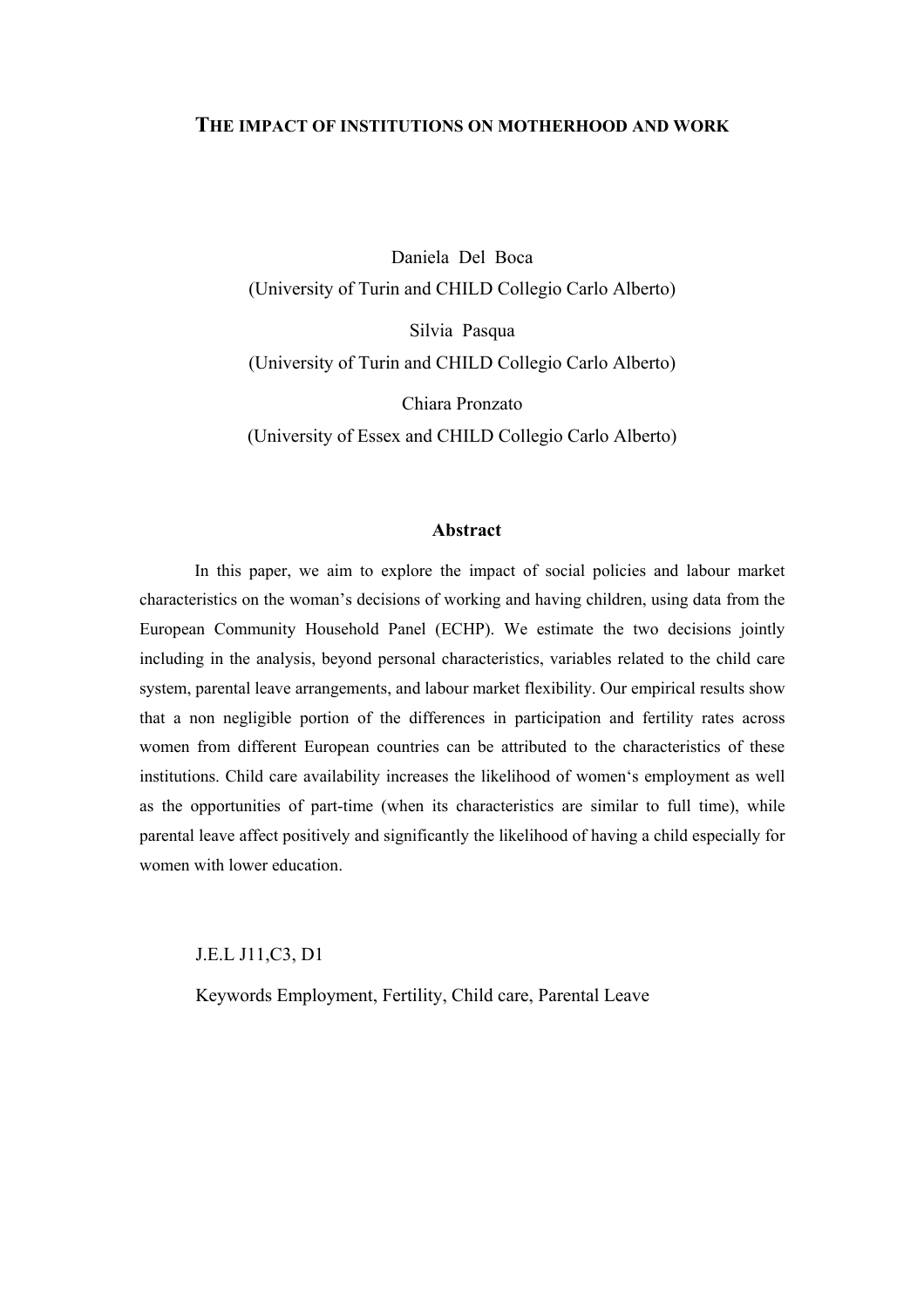# THE IMPACT OF INSTITUTIONS ON MOTHERHOOD AND WORK

Daniela Del Boca
(University of Turin and CHILD Collegio Carlo Alberto)

Silvia Pasqua
(University of Turin and CHILD Collegio Carlo Alberto)

Chiara Pronzato
(University of Essex and CHILD Collegio Carlo Alberto)

## Abstract

In this paper, we aim to explore the impact of social policies and labour market characteristics on the woman's decisions of working and having children, using data from the European Community Household Panel (ECHP). We estimate the two decisions jointly including in the analysis, beyond personal characteristics, variables related to the child care system, parental leave arrangements, and labour market flexibility. Our empirical results show that a non negligible portion of the differences in participation and fertility rates across women from different European countries can be attributed to the characteristics of these institutions. Child care availability increases the likelihood of women's employment as well as the opportunities of part-time (when its characteristics are similar to full time), while parental leave affect positively and significantly the likelihood of having a child especially for women with lower education.

J.E.L J11,C3, D1

Keywords Employment, Fertility, Child care, Parental Leave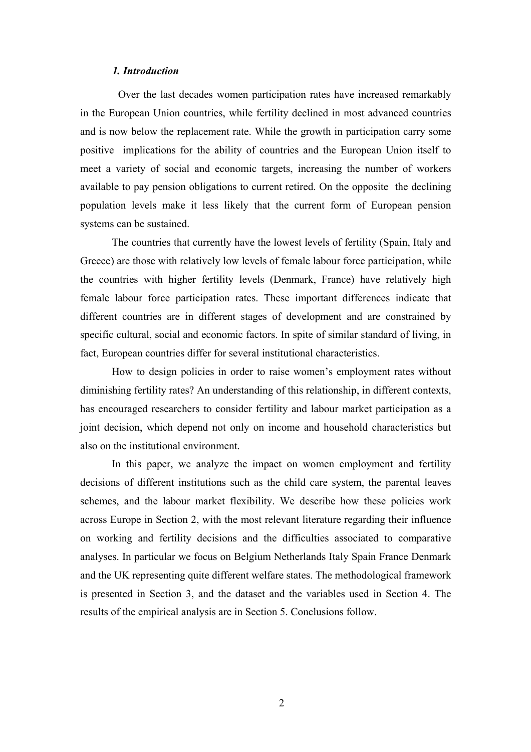### *1. Introduction*

Over the last decades women participation rates have increased remarkably in the European Union countries, while fertility declined in most advanced countries and is now below the replacement rate. While the growth in participation carry some positive implications for the ability of countries and the European Union itself to meet a variety of social and economic targets, increasing the number of workers available to pay pension obligations to current retired. On the opposite the declining population levels make it less likely that the current form of European pension systems can be sustained.

The countries that currently have the lowest levels of fertility (Spain, Italy and Greece) are those with relatively low levels of female labour force participation, while the countries with higher fertility levels (Denmark, France) have relatively high female labour force participation rates. These important differences indicate that different countries are in different stages of development and are constrained by specific cultural, social and economic factors. In spite of similar standard of living, in fact, European countries differ for several institutional characteristics.

How to design policies in order to raise women's employment rates without diminishing fertility rates? An understanding of this relationship, in different contexts, has encouraged researchers to consider fertility and labour market participation as a joint decision, which depend not only on income and household characteristics but also on the institutional environment.

In this paper, we analyze the impact on women employment and fertility decisions of different institutions such as the child care system, the parental leaves schemes, and the labour market flexibility. We describe how these policies work across Europe in Section 2, with the most relevant literature regarding their influence on working and fertility decisions and the difficulties associated to comparative analyses. In particular we focus on Belgium Netherlands Italy Spain France Denmark and the UK representing quite different welfare states. The methodological framework is presented in Section 3, and the dataset and the variables used in Section 4. The results of the empirical analysis are in Section 5. Conclusions follow.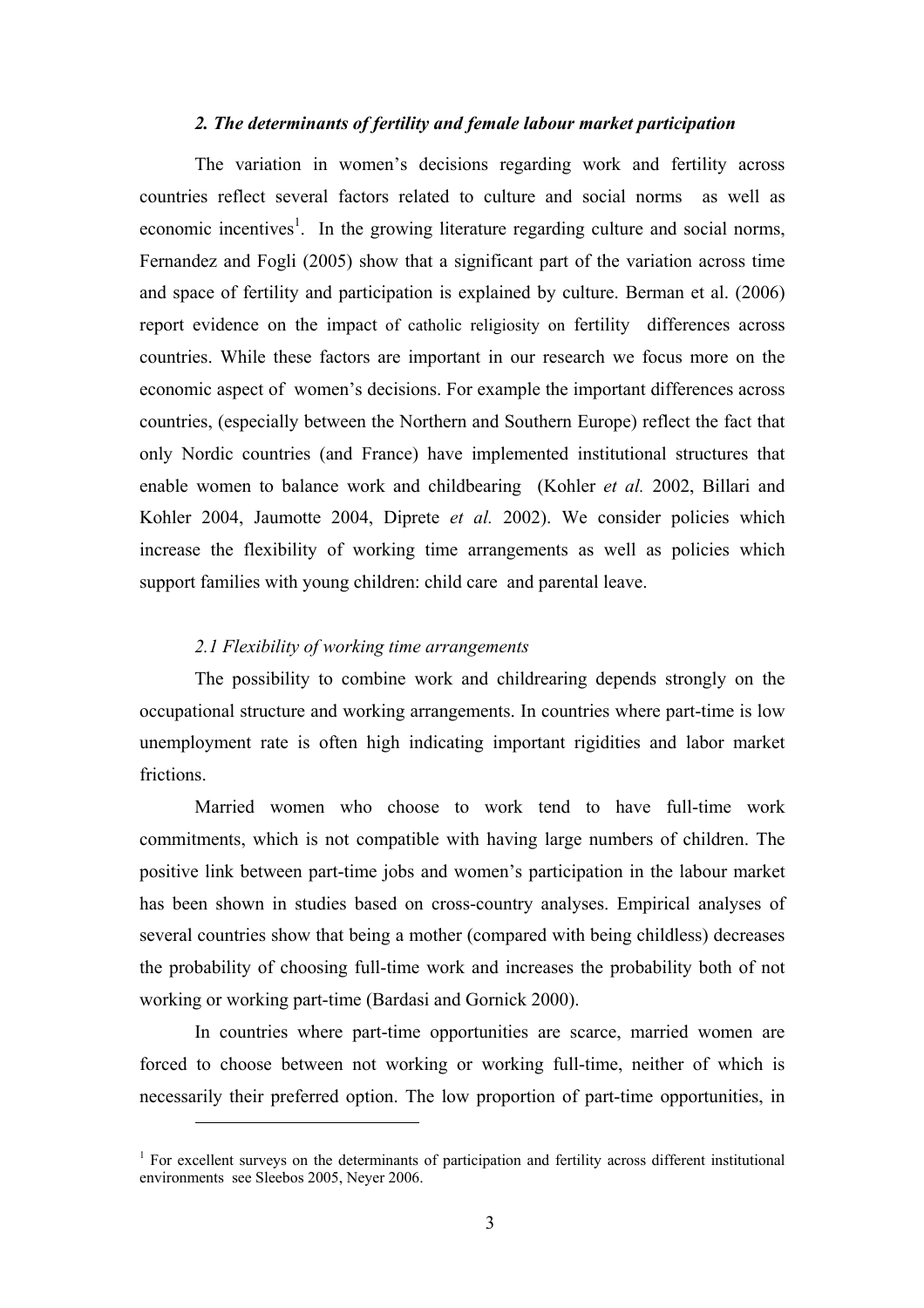### *2. The determinants of fertility and female labour market participation*

The variation in women's decisions regarding work and fertility across countries reflect several factors related to culture and social norms as well as economic incentives[1]. In the growing literature regarding culture and social norms, Fernandez and Fogli (2005) show that a significant part of the variation across time and space of fertility and participation is explained by culture. Berman et al. (2006) report evidence on the impact of catholic religiosity on fertility differences across countries. While these factors are important in our research we focus more on the economic aspect of women's decisions. For example the important differences across countries, (especially between the Northern and Southern Europe) reflect the fact that only Nordic countries (and France) have implemented institutional structures that enable women to balance work and childbearing (Kohler *et al.* 2002, Billari and Kohler 2004, Jaumotte 2004, Diprete *et al.* 2002). We consider policies which increase the flexibility of working time arrangements as well as policies which support families with young children: child care and parental leave.

#### *2.1 Flexibility of working time arrangements*

The possibility to combine work and childrearing depends strongly on the occupational structure and working arrangements. In countries where part-time is low unemployment rate is often high indicating important rigidities and labor market frictions.

Married women who choose to work tend to have full-time work commitments, which is not compatible with having large numbers of children. The positive link between part-time jobs and women's participation in the labour market has been shown in studies based on cross-country analyses. Empirical analyses of several countries show that being a mother (compared with being childless) decreases the probability of choosing full-time work and increases the probability both of not working or working part-time (Bardasi and Gornick 2000).

In countries where part-time opportunities are scarce, married women are forced to choose between not working or working full-time, neither of which is necessarily their preferred option. The low proportion of part-time opportunities, in

[1] For excellent surveys on the determinants of participation and fertility across different institutional environments see Sleebos 2005, Neyer 2006.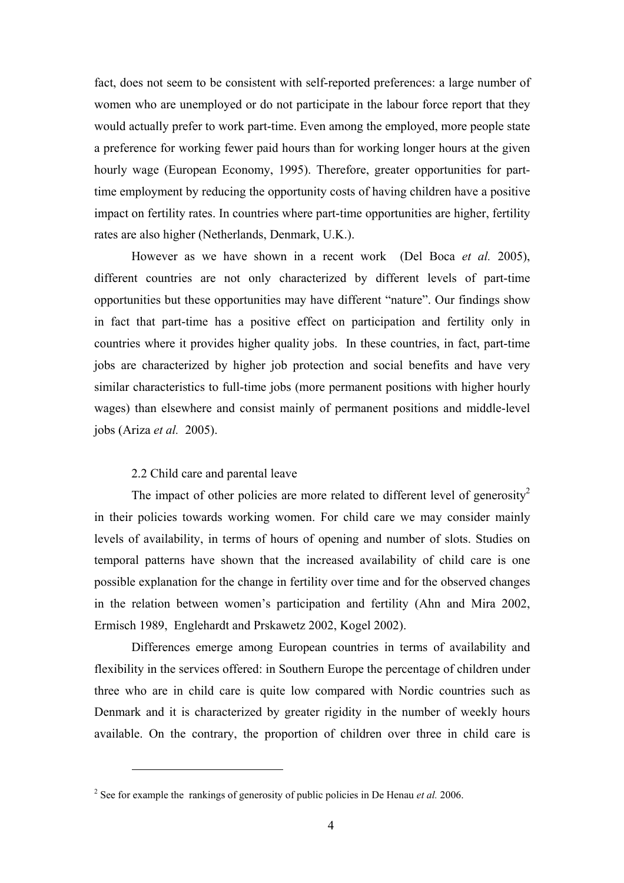fact, does not seem to be consistent with self-reported preferences: a large number of women who are unemployed or do not participate in the labour force report that they would actually prefer to work part-time. Even among the employed, more people state a preference for working fewer paid hours than for working longer hours at the given hourly wage (European Economy, 1995). Therefore, greater opportunities for part-time employment by reducing the opportunity costs of having children have a positive impact on fertility rates. In countries where part-time opportunities are higher, fertility rates are also higher (Netherlands, Denmark, U.K.).

However as we have shown in a recent work (Del Boca *et al.* 2005), different countries are not only characterized by different levels of part-time opportunities but these opportunities may have different "nature". Our findings show in fact that part-time has a positive effect on participation and fertility only in countries where it provides higher quality jobs. In these countries, in fact, part-time jobs are characterized by higher job protection and social benefits and have very similar characteristics to full-time jobs (more permanent positions with higher hourly wages) than elsewhere and consist mainly of permanent positions and middle-level jobs (Ariza *et al.* 2005).

### 2.2 Child care and parental leave

The impact of other policies are more related to different level of generosity[2] in their policies towards working women. For child care we may consider mainly levels of availability, in terms of hours of opening and number of slots. Studies on temporal patterns have shown that the increased availability of child care is one possible explanation for the change in fertility over time and for the observed changes in the relation between women's participation and fertility (Ahn and Mira 2002, Ermisch 1989, Englehardt and Prskawetz 2002, Kogel 2002).

Differences emerge among European countries in terms of availability and flexibility in the services offered: in Southern Europe the percentage of children under three who are in child care is quite low compared with Nordic countries such as Denmark and it is characterized by greater rigidity in the number of weekly hours available. On the contrary, the proportion of children over three in child care is

---

[2] See for example the rankings of generosity of public policies in De Henau *et al.* 2006.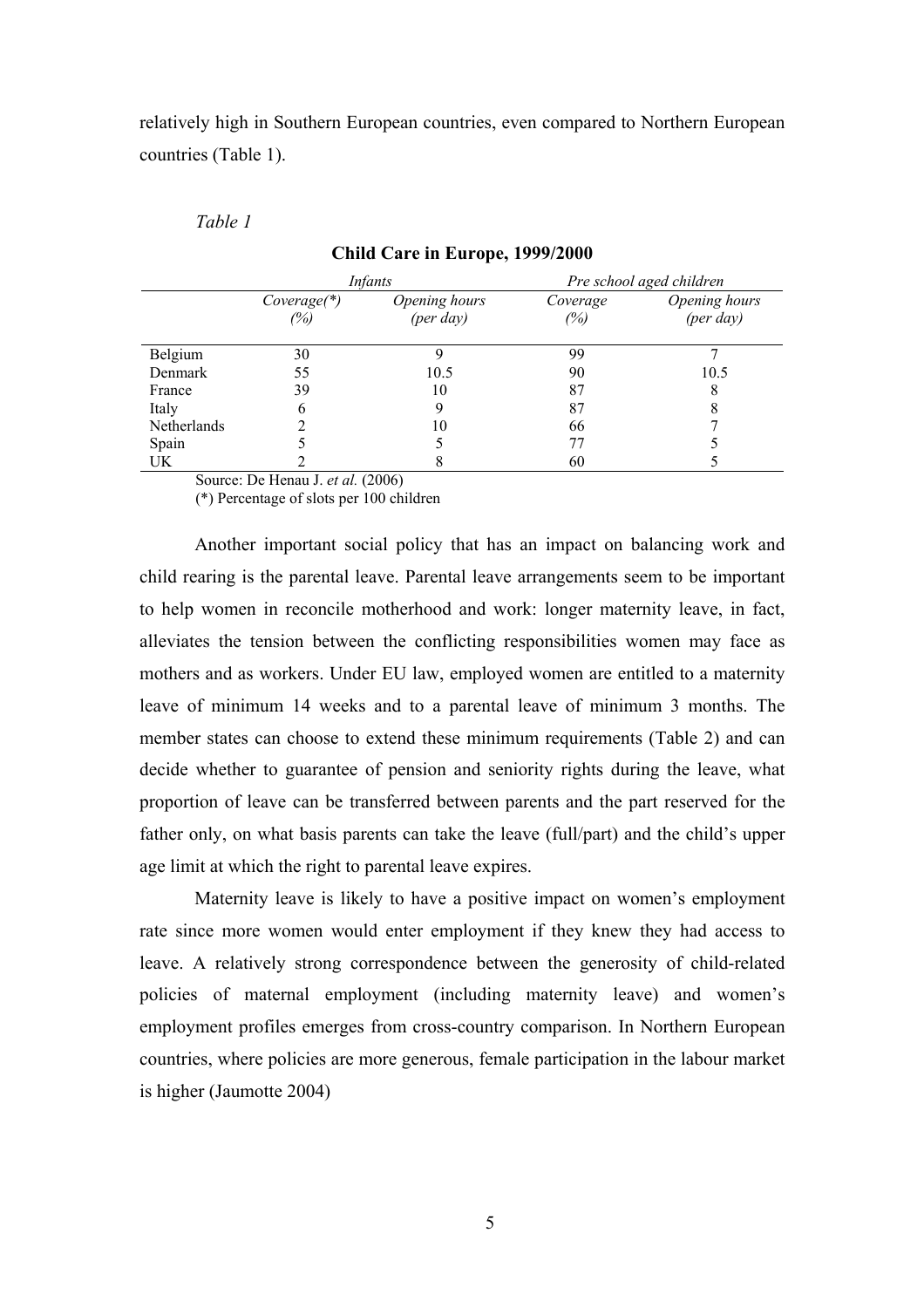relatively high in Southern European countries, even compared to Northern European countries (Table 1).

*Table 1*

**Child Care in Europe, 1999/2000**

| | *Infants* | | *Pre school aged children* | |
|---|---|---|---|---|
| | *Coverage(\*) (%)* | *Opening hours (per day)* | *Coverage (%)* | *Opening hours (per day)* |
| Belgium | 30 | 9 | 99 | 7 |
| Denmark | 55 | 10.5 | 90 | 10.5 |
| France | 39 | 10 | 87 | 8 |
| Italy | 6 | 9 | 87 | 8 |
| Netherlands | 2 | 10 | 66 | 7 |
| Spain | 5 | 5 | 77 | 5 |
| UK | 2 | 8 | 60 | 5 |

Source: De Henau J. *et al.* (2006)
(*) Percentage of slots per 100 children

Another important social policy that has an impact on balancing work and child rearing is the parental leave. Parental leave arrangements seem to be important to help women in reconcile motherhood and work: longer maternity leave, in fact, alleviates the tension between the conflicting responsibilities women may face as mothers and as workers. Under EU law, employed women are entitled to a maternity leave of minimum 14 weeks and to a parental leave of minimum 3 months. The member states can choose to extend these minimum requirements (Table 2) and can decide whether to guarantee of pension and seniority rights during the leave, what proportion of leave can be transferred between parents and the part reserved for the father only, on what basis parents can take the leave (full/part) and the child's upper age limit at which the right to parental leave expires.

Maternity leave is likely to have a positive impact on women's employment rate since more women would enter employment if they knew they had access to leave. A relatively strong correspondence between the generosity of child-related policies of maternal employment (including maternity leave) and women's employment profiles emerges from cross-country comparison. In Northern European countries, where policies are more generous, female participation in the labour market is higher (Jaumotte 2004)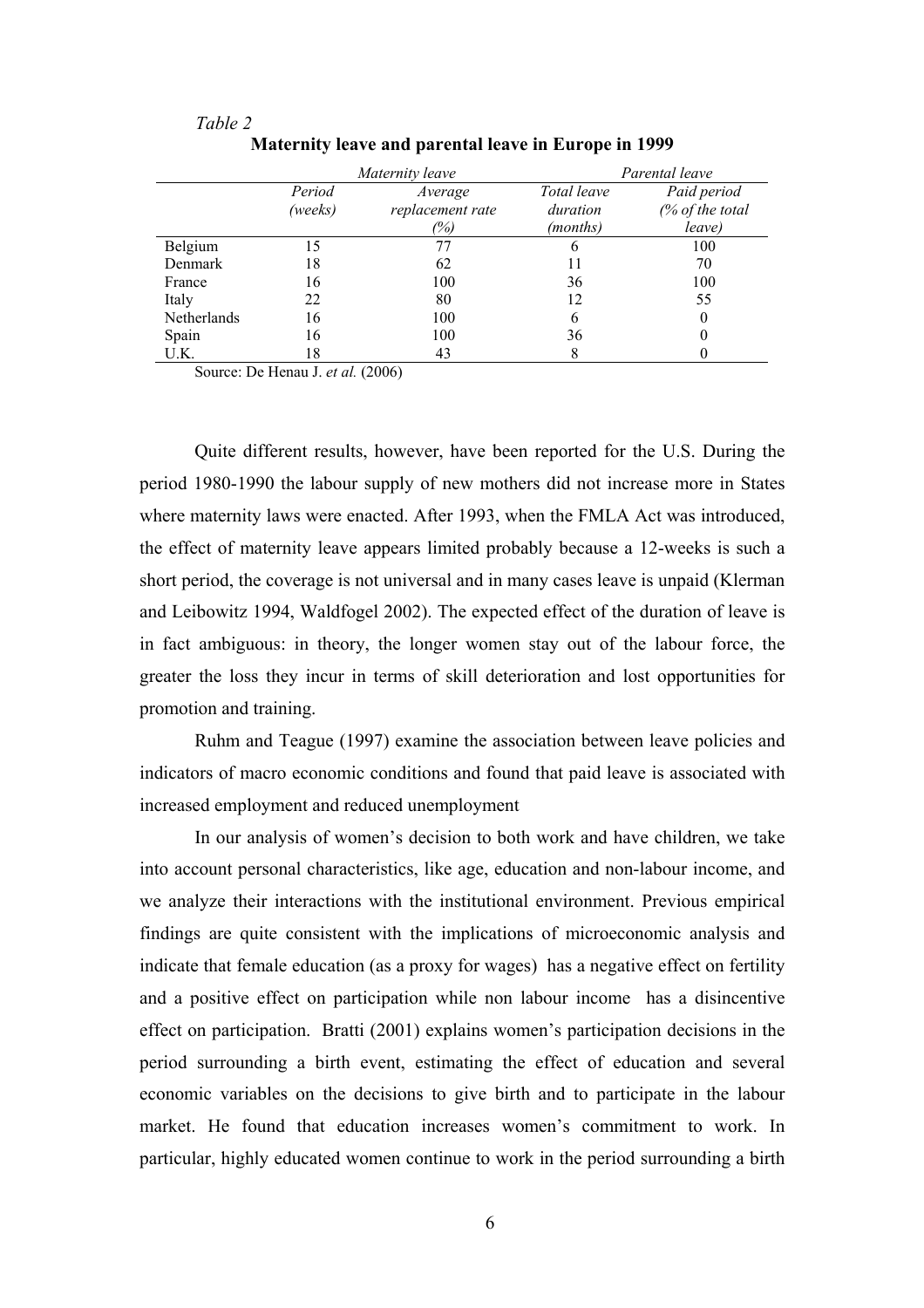*Table 2*

**Maternity leave and parental leave in Europe in 1999**

| | *Maternity leave* | | *Parental leave* | |
|---|---|---|---|---|
| | *Period (weeks)* | *Average replacement rate (%)* | *Total leave duration (months)* | *Paid period (% of the total leave)* |
| Belgium | 15 | 77 | 6 | 100 |
| Denmark | 18 | 62 | 11 | 70 |
| France | 16 | 100 | 36 | 100 |
| Italy | 22 | 80 | 12 | 55 |
| Netherlands | 16 | 100 | 6 | 0 |
| Spain | 16 | 100 | 36 | 0 |
| U.K. | 18 | 43 | 8 | 0 |

Source: De Henau J. *et al.* (2006)

Quite different results, however, have been reported for the U.S. During the period 1980-1990 the labour supply of new mothers did not increase more in States where maternity laws were enacted. After 1993, when the FMLA Act was introduced, the effect of maternity leave appears limited probably because a 12-weeks is such a short period, the coverage is not universal and in many cases leave is unpaid (Klerman and Leibowitz 1994, Waldfogel 2002). The expected effect of the duration of leave is in fact ambiguous: in theory, the longer women stay out of the labour force, the greater the loss they incur in terms of skill deterioration and lost opportunities for promotion and training.

Ruhm and Teague (1997) examine the association between leave policies and indicators of macro economic conditions and found that paid leave is associated with increased employment and reduced unemployment

In our analysis of women's decision to both work and have children, we take into account personal characteristics, like age, education and non-labour income, and we analyze their interactions with the institutional environment. Previous empirical findings are quite consistent with the implications of microeconomic analysis and indicate that female education (as a proxy for wages) has a negative effect on fertility and a positive effect on participation while non labour income has a disincentive effect on participation. Bratti (2001) explains women's participation decisions in the period surrounding a birth event, estimating the effect of education and several economic variables on the decisions to give birth and to participate in the labour market. He found that education increases women's commitment to work. In particular, highly educated women continue to work in the period surrounding a birth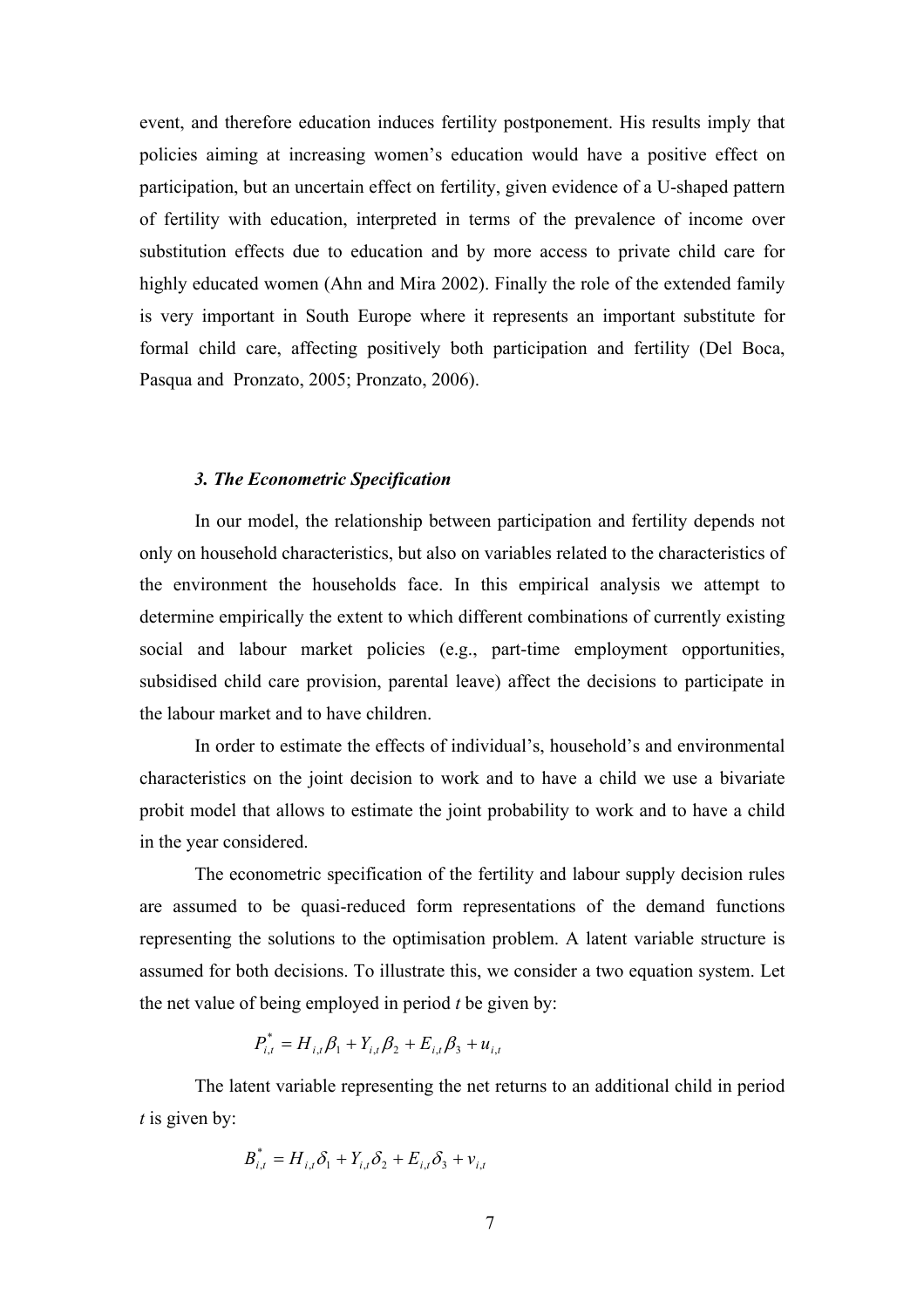event, and therefore education induces fertility postponement. His results imply that policies aiming at increasing women's education would have a positive effect on participation, but an uncertain effect on fertility, given evidence of a U-shaped pattern of fertility with education, interpreted in terms of the prevalence of income over substitution effects due to education and by more access to private child care for highly educated women (Ahn and Mira 2002). Finally the role of the extended family is very important in South Europe where it represents an important substitute for formal child care, affecting positively both participation and fertility (Del Boca, Pasqua and Pronzato, 2005; Pronzato, 2006).

### *3. The Econometric Specification*

In our model, the relationship between participation and fertility depends not only on household characteristics, but also on variables related to the characteristics of the environment the households face. In this empirical analysis we attempt to determine empirically the extent to which different combinations of currently existing social and labour market policies (e.g., part-time employment opportunities, subsidised child care provision, parental leave) affect the decisions to participate in the labour market and to have children.

In order to estimate the effects of individual's, household's and environmental characteristics on the joint decision to work and to have a child we use a bivariate probit model that allows to estimate the joint probability to work and to have a child in the year considered.

The econometric specification of the fertility and labour supply decision rules are assumed to be quasi-reduced form representations of the demand functions representing the solutions to the optimisation problem. A latent variable structure is assumed for both decisions. To illustrate this, we consider a two equation system. Let the net value of being employed in period *t* be given by:

$$P_{i,t}^{*} = H_{i,t}\beta_1 + Y_{i,t}\beta_2 + E_{i,t}\beta_3 + u_{i,t}$$

The latent variable representing the net returns to an additional child in period *t* is given by:

$$B_{i,t}^{*} = H_{i,t}\delta_1 + Y_{i,t}\delta_2 + E_{i,t}\delta_3 + v_{i,t}$$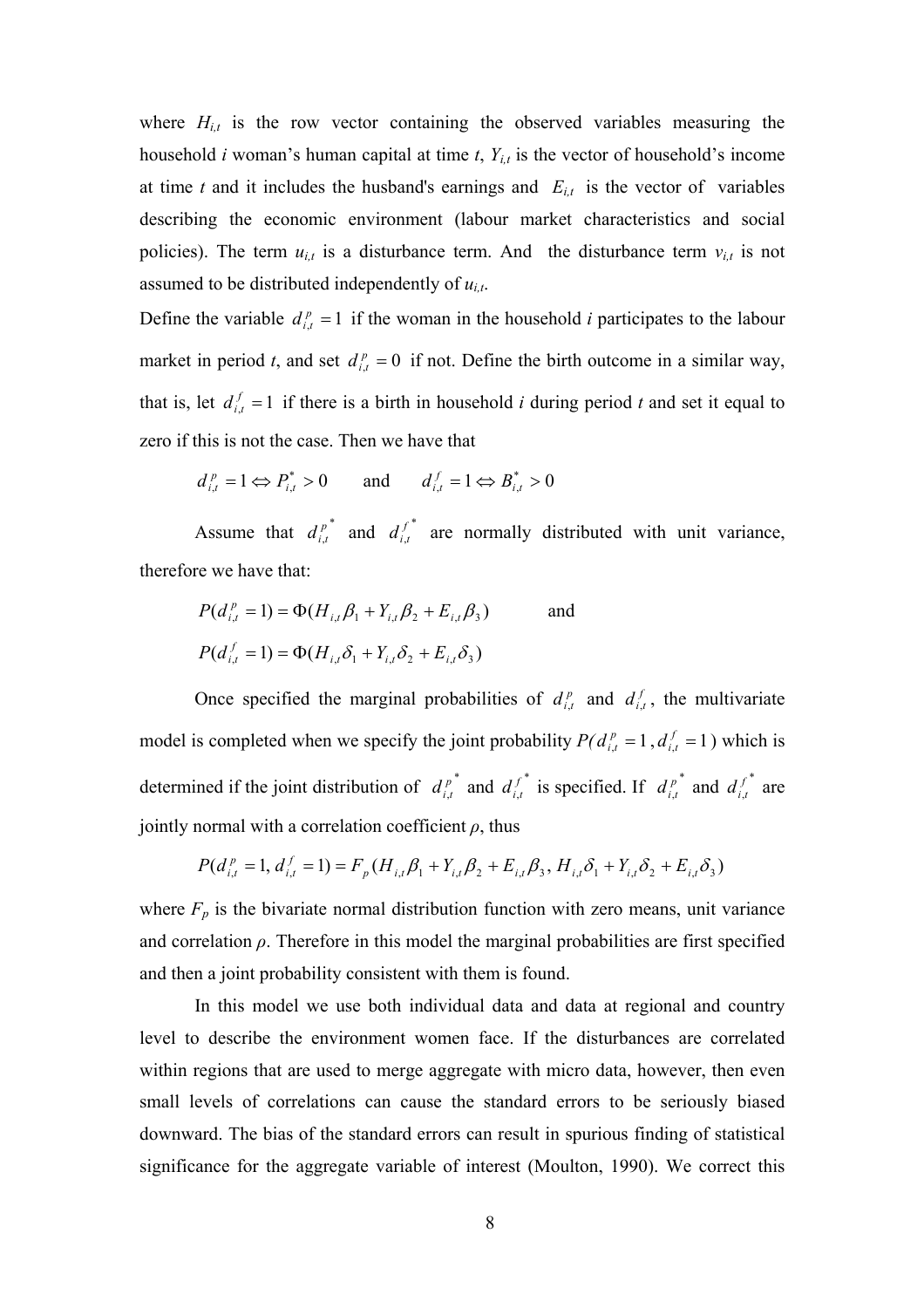where $H_{i,t}$ is the row vector containing the observed variables measuring the household $i$ woman's human capital at time $t$, $Y_{i,t}$ is the vector of household's income at time $t$ and it includes the husband's earnings and $E_{i,t}$ is the vector of variables describing the economic environment (labour market characteristics and social policies). The term $u_{i,t}$ is a disturbance term. And the disturbance term $v_{i,t}$ is not assumed to be distributed independently of $u_{i,t}$.

Define the variable $d_{i,t}^{p} = 1$ if the woman in the household $i$ participates to the labour market in period $t$, and set $d_{i,t}^{p} = 0$ if not. Define the birth outcome in a similar way, that is, let $d_{i,t}^{f} = 1$ if there is a birth in household $i$ during period $t$ and set it equal to zero if this is not the case. Then we have that

$$d_{i,t}^{p} = 1 \Leftrightarrow P_{i,t}^{*} > 0 \qquad \text{and} \qquad d_{i,t}^{f} = 1 \Leftrightarrow B_{i,t}^{*} > 0$$

Assume that $d_{i,t}^{p^*}$ and $d_{i,t}^{f^*}$ are normally distributed with unit variance, therefore we have that:

$$P(d_{i,t}^{p} = 1) = \Phi(H_{i,t}\beta_1 + Y_{i,t}\beta_2 + E_{i,t}\beta_3) \qquad \text{and}$$

$$P(d_{i,t}^{f} = 1) = \Phi(H_{i,t}\delta_1 + Y_{i,t}\delta_2 + E_{i,t}\delta_3)$$

Once specified the marginal probabilities of $d_{i,t}^{p}$ and $d_{i,t}^{f}$, the multivariate model is completed when we specify the joint probability $P(d_{i,t}^{p} = 1, d_{i,t}^{f} = 1)$ which is determined if the joint distribution of $d_{i,t}^{p^*}$ and $d_{i,t}^{f^*}$ is specified. If $d_{i,t}^{p^*}$ and $d_{i,t}^{f^*}$ are jointly normal with a correlation coefficient $\rho$, thus

$$P(d_{i,t}^{p} = 1, d_{i,t}^{f} = 1) = F_p(H_{i,t}\beta_1 + Y_{i,t}\beta_2 + E_{i,t}\beta_3, H_{i,t}\delta_1 + Y_{i,t}\delta_2 + E_{i,t}\delta_3)$$

where $F_p$ is the bivariate normal distribution function with zero means, unit variance and correlation $\rho$. Therefore in this model the marginal probabilities are first specified and then a joint probability consistent with them is found.

In this model we use both individual data and data at regional and country level to describe the environment women face. If the disturbances are correlated within regions that are used to merge aggregate with micro data, however, then even small levels of correlations can cause the standard errors to be seriously biased downward. The bias of the standard errors can result in spurious finding of statistical significance for the aggregate variable of interest (Moulton, 1990). We correct this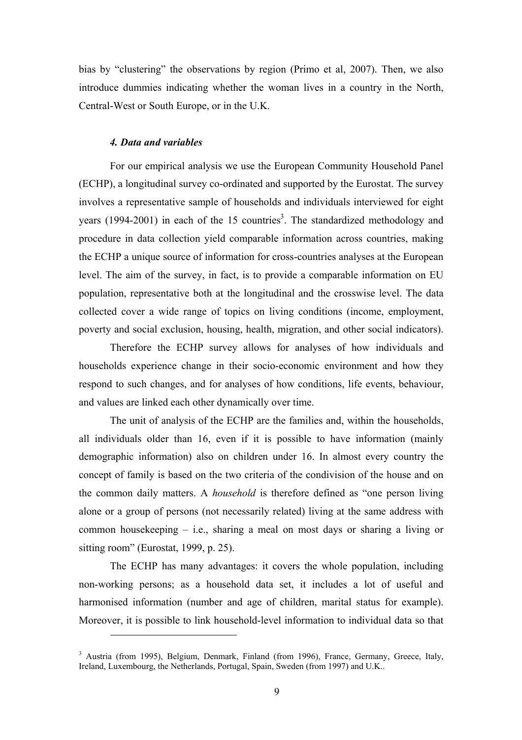bias by "clustering" the observations by region (Primo et al, 2007). Then, we also introduce dummies indicating whether the woman lives in a country in the North, Central-West or South Europe, or in the U.K.

### *4. Data and variables*

For our empirical analysis we use the European Community Household Panel (ECHP), a longitudinal survey co-ordinated and supported by the Eurostat. The survey involves a representative sample of households and individuals interviewed for eight years (1994-2001) in each of the 15 countries[3]. The standardized methodology and procedure in data collection yield comparable information across countries, making the ECHP a unique source of information for cross-countries analyses at the European level. The aim of the survey, in fact, is to provide a comparable information on EU population, representative both at the longitudinal and the crosswise level. The data collected cover a wide range of topics on living conditions (income, employment, poverty and social exclusion, housing, health, migration, and other social indicators).

Therefore the ECHP survey allows for analyses of how individuals and households experience change in their socio-economic environment and how they respond to such changes, and for analyses of how conditions, life events, behaviour, and values are linked each other dynamically over time.

The unit of analysis of the ECHP are the families and, within the households, all individuals older than 16, even if it is possible to have information (mainly demographic information) also on children under 16. In almost every country the concept of family is based on the two criteria of the condivision of the house and on the common daily matters. A *household* is therefore defined as "one person living alone or a group of persons (not necessarily related) living at the same address with common housekeeping – i.e., sharing a meal on most days or sharing a living or sitting room" (Eurostat, 1999, p. 25).

The ECHP has many advantages: it covers the whole population, including non-working persons; as a household data set, it includes a lot of useful and harmonised information (number and age of children, marital status for example). Moreover, it is possible to link household-level information to individual data so that

---

[3] Austria (from 1995), Belgium, Denmark, Finland (from 1996), France, Germany, Greece, Italy, Ireland, Luxembourg, the Netherlands, Portugal, Spain, Sweden (from 1997) and U.K..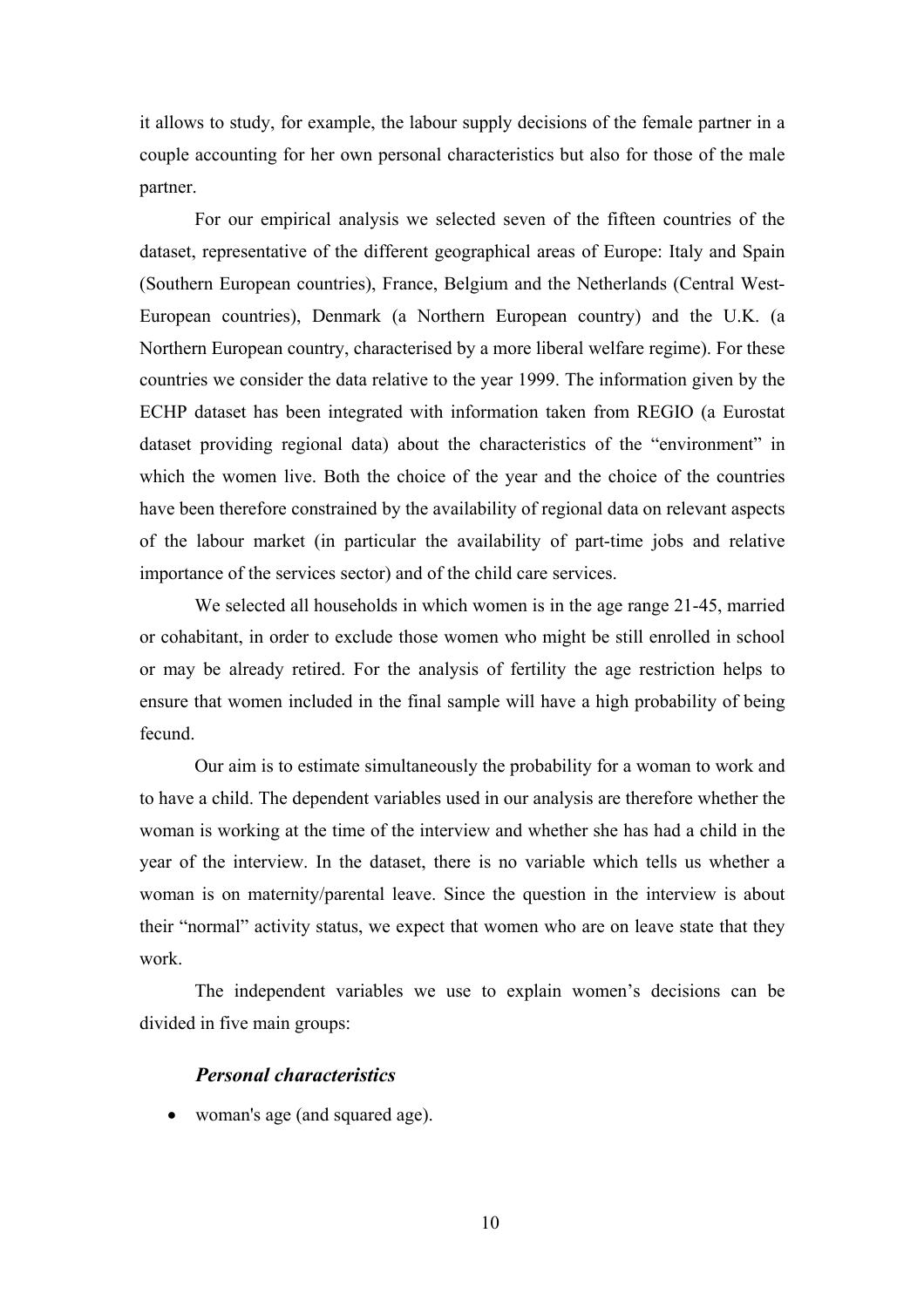it allows to study, for example, the labour supply decisions of the female partner in a couple accounting for her own personal characteristics but also for those of the male partner.

For our empirical analysis we selected seven of the fifteen countries of the dataset, representative of the different geographical areas of Europe: Italy and Spain (Southern European countries), France, Belgium and the Netherlands (Central West-European countries), Denmark (a Northern European country) and the U.K. (a Northern European country, characterised by a more liberal welfare regime). For these countries we consider the data relative to the year 1999. The information given by the ECHP dataset has been integrated with information taken from REGIO (a Eurostat dataset providing regional data) about the characteristics of the "environment" in which the women live. Both the choice of the year and the choice of the countries have been therefore constrained by the availability of regional data on relevant aspects of the labour market (in particular the availability of part-time jobs and relative importance of the services sector) and of the child care services.

We selected all households in which women is in the age range 21-45, married or cohabitant, in order to exclude those women who might be still enrolled in school or may be already retired. For the analysis of fertility the age restriction helps to ensure that women included in the final sample will have a high probability of being fecund.

Our aim is to estimate simultaneously the probability for a woman to work and to have a child. The dependent variables used in our analysis are therefore whether the woman is working at the time of the interview and whether she has had a child in the year of the interview. In the dataset, there is no variable which tells us whether a woman is on maternity/parental leave. Since the question in the interview is about their "normal" activity status, we expect that women who are on leave state that they work.

The independent variables we use to explain women's decisions can be divided in five main groups:

### *Personal characteristics*

- woman's age (and squared age).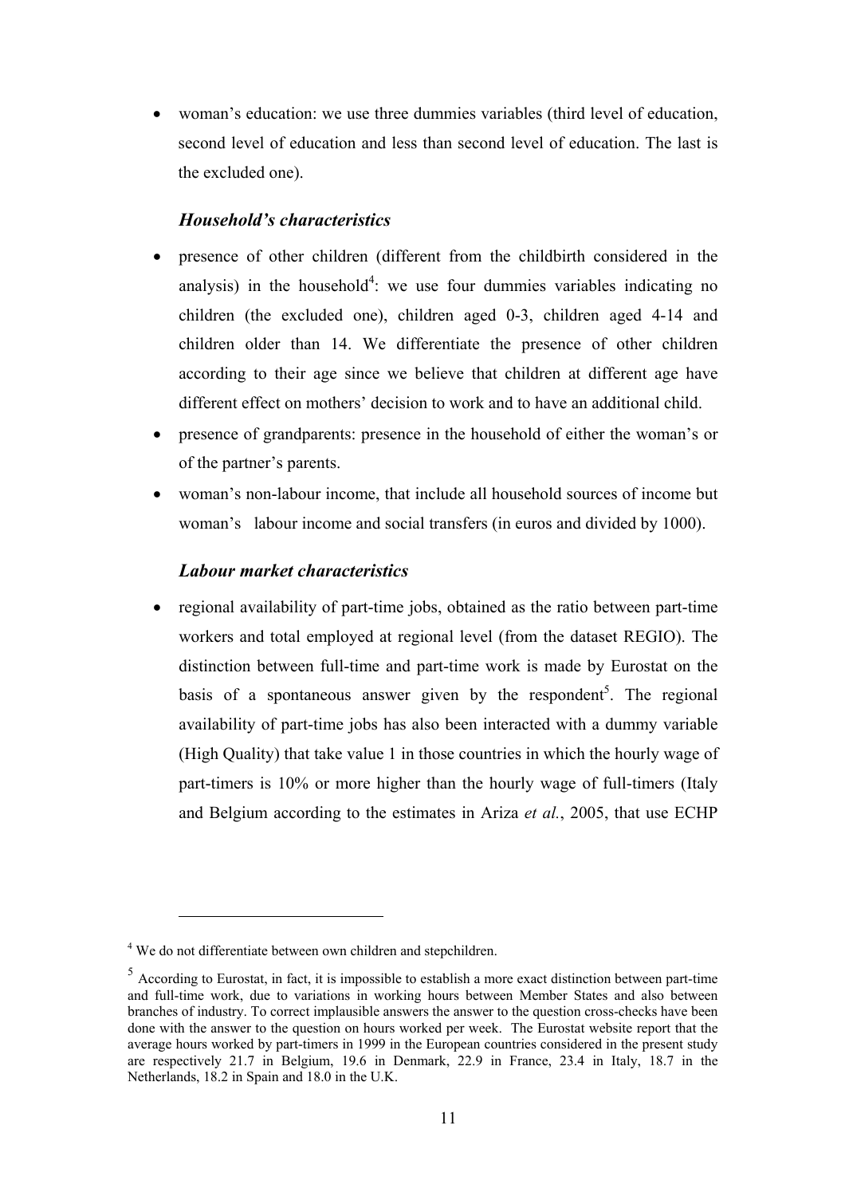- woman's education: we use three dummies variables (third level of education, second level of education and less than second level of education. The last is the excluded one).

### *Household's characteristics*

- presence of other children (different from the childbirth considered in the analysis) in the household[4]: we use four dummies variables indicating no children (the excluded one), children aged 0-3, children aged 4-14 and children older than 14. We differentiate the presence of other children according to their age since we believe that children at different age have different effect on mothers' decision to work and to have an additional child.
- presence of grandparents: presence in the household of either the woman's or of the partner's parents.
- woman's non-labour income, that include all household sources of income but woman's labour income and social transfers (in euros and divided by 1000).

### *Labour market characteristics*

- regional availability of part-time jobs, obtained as the ratio between part-time workers and total employed at regional level (from the dataset REGIO). The distinction between full-time and part-time work is made by Eurostat on the basis of a spontaneous answer given by the respondent[5]. The regional availability of part-time jobs has also been interacted with a dummy variable (High Quality) that take value 1 in those countries in which the hourly wage of part-timers is 10% or more higher than the hourly wage of full-timers (Italy and Belgium according to the estimates in Ariza *et al.*, 2005, that use ECHP

---

[4] We do not differentiate between own children and stepchildren.

[5] According to Eurostat, in fact, it is impossible to establish a more exact distinction between part-time and full-time work, due to variations in working hours between Member States and also between branches of industry. To correct implausible answers the answer to the question cross-checks have been done with the answer to the question on hours worked per week. The Eurostat website report that the average hours worked by part-timers in 1999 in the European countries considered in the present study are respectively 21.7 in Belgium, 19.6 in Denmark, 22.9 in France, 23.4 in Italy, 18.7 in the Netherlands, 18.2 in Spain and 18.0 in the U.K.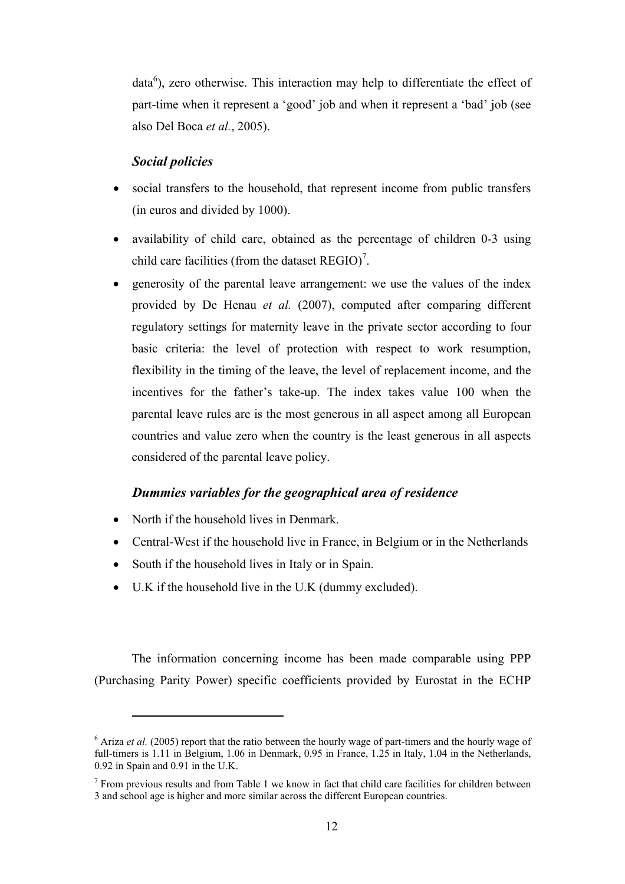data[6]), zero otherwise. This interaction may help to differentiate the effect of part-time when it represent a 'good' job and when it represent a 'bad' job (see also Del Boca *et al.*, 2005).

***Social policies***

- social transfers to the household, that represent income from public transfers (in euros and divided by 1000).
- availability of child care, obtained as the percentage of children 0-3 using child care facilities (from the dataset REGIO)[7].
- generosity of the parental leave arrangement: we use the values of the index provided by De Henau *et al.* (2007), computed after comparing different regulatory settings for maternity leave in the private sector according to four basic criteria: the level of protection with respect to work resumption, flexibility in the timing of the leave, the level of replacement income, and the incentives for the father's take-up. The index takes value 100 when the parental leave rules are is the most generous in all aspect among all European countries and value zero when the country is the least generous in all aspects considered of the parental leave policy.

***Dummies variables for the geographical area of residence***

- North if the household lives in Denmark.
- Central-West if the household live in France, in Belgium or in the Netherlands
- South if the household lives in Italy or in Spain.
- U.K if the household live in the U.K (dummy excluded).

The information concerning income has been made comparable using PPP (Purchasing Parity Power) specific coefficients provided by Eurostat in the ECHP

---

[6] Ariza *et al.* (2005) report that the ratio between the hourly wage of part-timers and the hourly wage of full-timers is 1.11 in Belgium, 1.06 in Denmark, 0.95 in France, 1.25 in Italy, 1.04 in the Netherlands, 0.92 in Spain and 0.91 in the U.K.

[7] From previous results and from Table 1 we know in fact that child care facilities for children between 3 and school age is higher and more similar across the different European countries.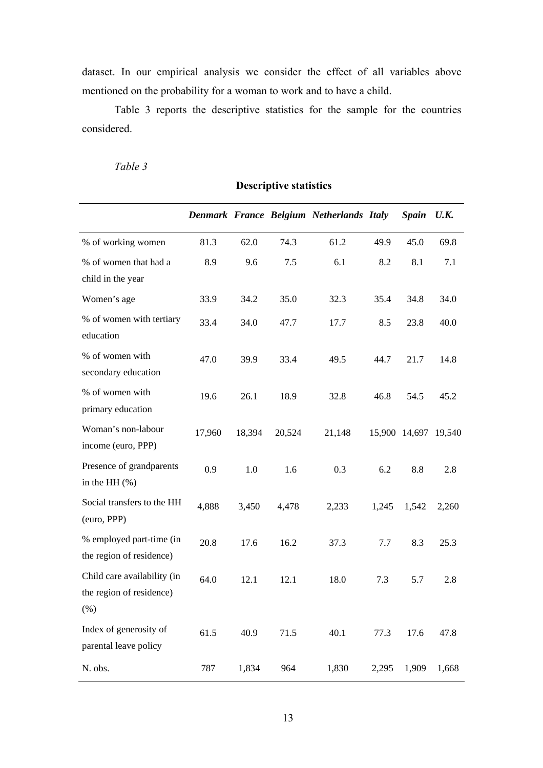dataset. In our empirical analysis we consider the effect of all variables above mentioned on the probability for a woman to work and to have a child.

Table 3 reports the descriptive statistics for the sample for the countries considered.

*Table 3*

**Descriptive statistics**

| | ***Denmark*** | ***France*** | ***Belgium*** | ***Netherlands*** | ***Italy*** | ***Spain*** | ***U.K.*** |
|---|---|---|---|---|---|---|---|
| % of working women | 81.3 | 62.0 | 74.3 | 61.2 | 49.9 | 45.0 | 69.8 |
| % of women that had a child in the year | 8.9 | 9.6 | 7.5 | 6.1 | 8.2 | 8.1 | 7.1 |
| Women's age | 33.9 | 34.2 | 35.0 | 32.3 | 35.4 | 34.8 | 34.0 |
| % of women with tertiary education | 33.4 | 34.0 | 47.7 | 17.7 | 8.5 | 23.8 | 40.0 |
| % of women with secondary education | 47.0 | 39.9 | 33.4 | 49.5 | 44.7 | 21.7 | 14.8 |
| % of women with primary education | 19.6 | 26.1 | 18.9 | 32.8 | 46.8 | 54.5 | 45.2 |
| Woman's non-labour income (euro, PPP) | 17,960 | 18,394 | 20,524 | 21,148 | 15,900 | 14,697 | 19,540 |
| Presence of grandparents in the HH (%) | 0.9 | 1.0 | 1.6 | 0.3 | 6.2 | 8.8 | 2.8 |
| Social transfers to the HH (euro, PPP) | 4,888 | 3,450 | 4,478 | 2,233 | 1,245 | 1,542 | 2,260 |
| % employed part-time (in the region of residence) | 20.8 | 17.6 | 16.2 | 37.3 | 7.7 | 8.3 | 25.3 |
| Child care availability (in the region of residence) (%) | 64.0 | 12.1 | 12.1 | 18.0 | 7.3 | 5.7 | 2.8 |
| Index of generosity of parental leave policy | 61.5 | 40.9 | 71.5 | 40.1 | 77.3 | 17.6 | 47.8 |
| N. obs. | 787 | 1,834 | 964 | 1,830 | 2,295 | 1,909 | 1,668 |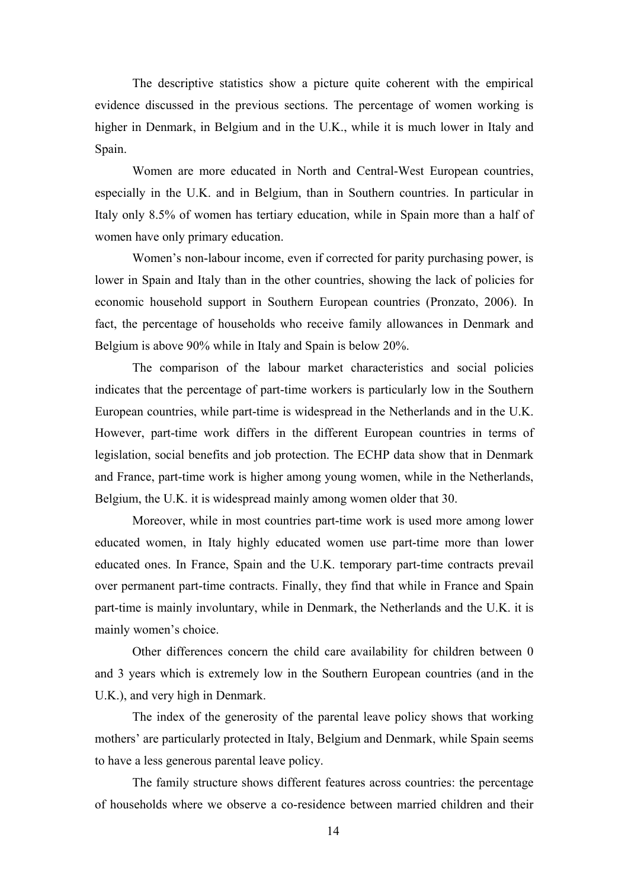The descriptive statistics show a picture quite coherent with the empirical evidence discussed in the previous sections. The percentage of women working is higher in Denmark, in Belgium and in the U.K., while it is much lower in Italy and Spain.

Women are more educated in North and Central-West European countries, especially in the U.K. and in Belgium, than in Southern countries. In particular in Italy only 8.5% of women has tertiary education, while in Spain more than a half of women have only primary education.

Women's non-labour income, even if corrected for parity purchasing power, is lower in Spain and Italy than in the other countries, showing the lack of policies for economic household support in Southern European countries (Pronzato, 2006). In fact, the percentage of households who receive family allowances in Denmark and Belgium is above 90% while in Italy and Spain is below 20%.

The comparison of the labour market characteristics and social policies indicates that the percentage of part-time workers is particularly low in the Southern European countries, while part-time is widespread in the Netherlands and in the U.K. However, part-time work differs in the different European countries in terms of legislation, social benefits and job protection. The ECHP data show that in Denmark and France, part-time work is higher among young women, while in the Netherlands, Belgium, the U.K. it is widespread mainly among women older that 30.

Moreover, while in most countries part-time work is used more among lower educated women, in Italy highly educated women use part-time more than lower educated ones. In France, Spain and the U.K. temporary part-time contracts prevail over permanent part-time contracts. Finally, they find that while in France and Spain part-time is mainly involuntary, while in Denmark, the Netherlands and the U.K. it is mainly women's choice.

Other differences concern the child care availability for children between 0 and 3 years which is extremely low in the Southern European countries (and in the U.K.), and very high in Denmark.

The index of the generosity of the parental leave policy shows that working mothers' are particularly protected in Italy, Belgium and Denmark, while Spain seems to have a less generous parental leave policy.

The family structure shows different features across countries: the percentage of households where we observe a co-residence between married children and their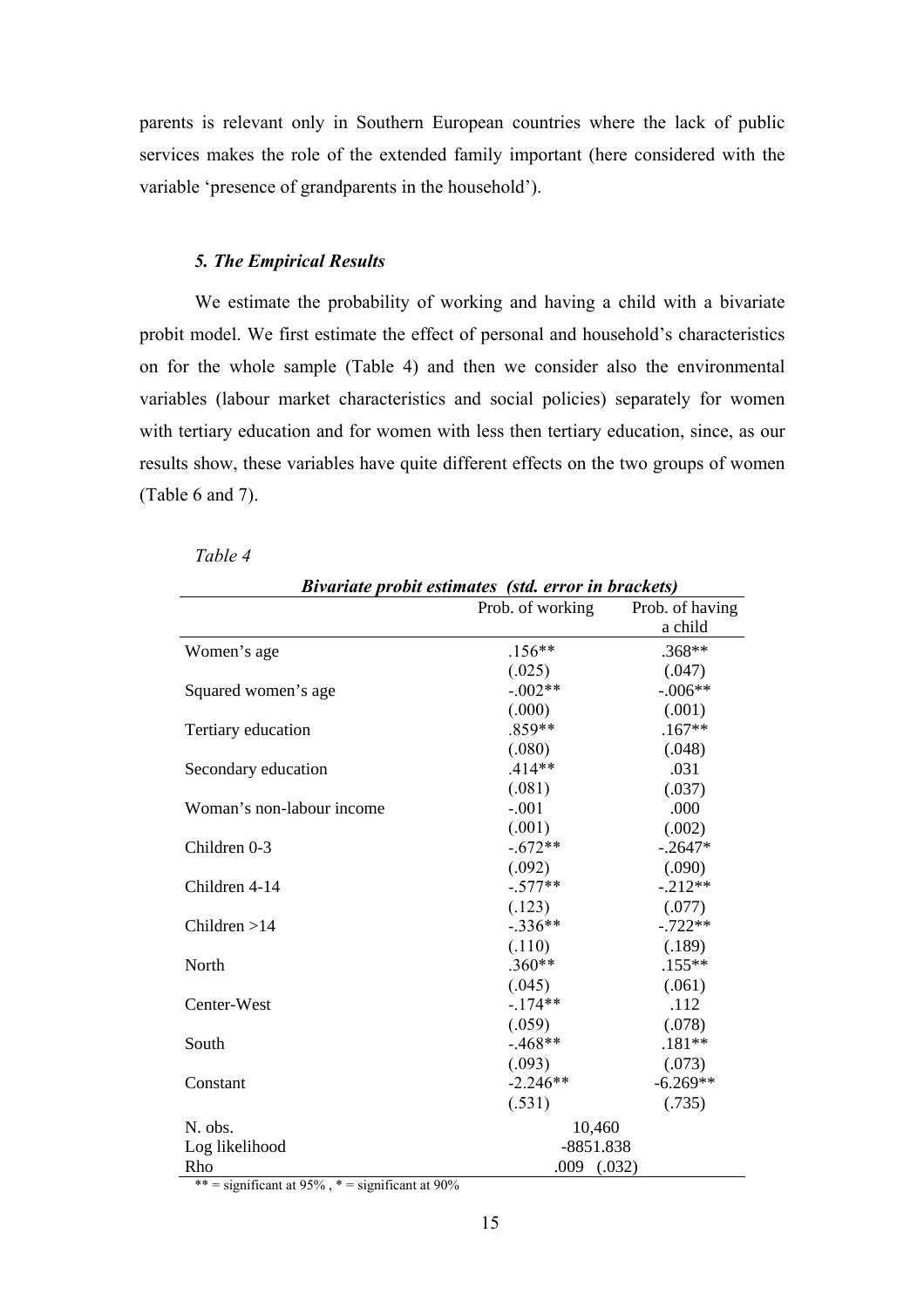parents is relevant only in Southern European countries where the lack of public services makes the role of the extended family important (here considered with the variable 'presence of grandparents in the household').

### *5. The Empirical Results*

We estimate the probability of working and having a child with a bivariate probit model. We first estimate the effect of personal and household's characteristics on for the whole sample (Table 4) and then we consider also the environmental variables (labour market characteristics and social policies) separately for women with tertiary education and for women with less then tertiary education, since, as our results show, these variables have quite different effects on the two groups of women (Table 6 and 7).

*Table 4*

***Bivariate probit estimates (std. error in brackets)***

| | Prob. of working | Prob. of having a child |
|---|---|---|
| Women's age | .156** | .368** |
| | (.025) | (.047) |
| Squared women's age | -.002** | -.006** |
| | (.000) | (.001) |
| Tertiary education | .859** | .167** |
| | (.080) | (.048) |
| Secondary education | .414** | .031 |
| | (.081) | (.037) |
| Woman's non-labour income | -.001 | .000 |
| | (.001) | (.002) |
| Children 0-3 | -.672** | -.2647* |
| | (.092) | (.090) |
| Children 4-14 | -.577** | -.212** |
| | (.123) | (.077) |
| Children >14 | -.336** | -.722** |
| | (.110) | (.189) |
| North | .360** | .155** |
| | (.045) | (.061) |
| Center-West | -.174** | .112 |
| | (.059) | (.078) |
| South | -.468** | .181** |
| | (.093) | (.073) |
| Constant | -2.246** | -6.269** |
| | (.531) | (.735) |
| N. obs. | 10,460 | |
| Log likelihood | -8851.838 | |
| Rho | .009 (.032) | |

** = significant at 95% , * = significant at 90%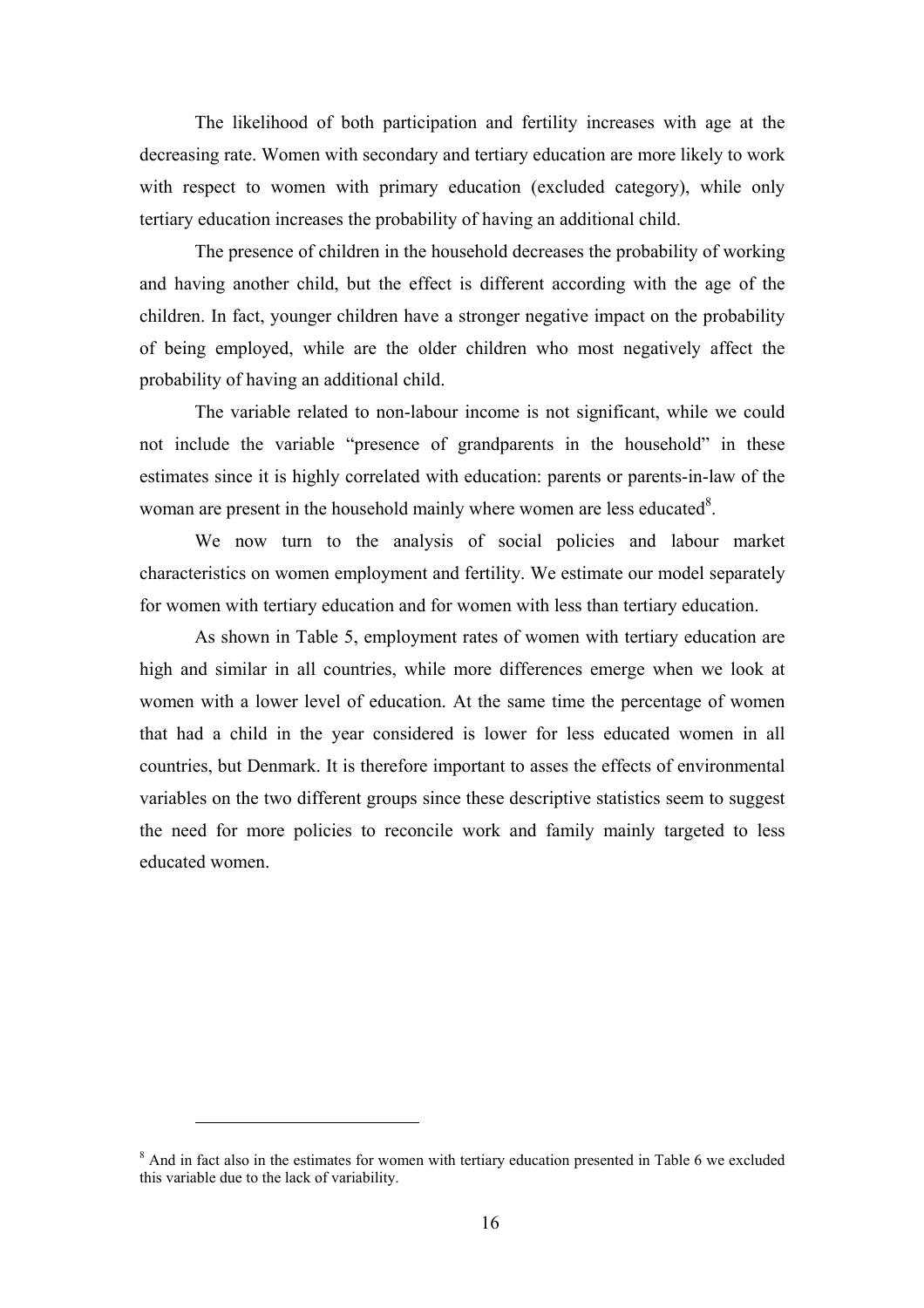The likelihood of both participation and fertility increases with age at the decreasing rate. Women with secondary and tertiary education are more likely to work with respect to women with primary education (excluded category), while only tertiary education increases the probability of having an additional child.

The presence of children in the household decreases the probability of working and having another child, but the effect is different according with the age of the children. In fact, younger children have a stronger negative impact on the probability of being employed, while are the older children who most negatively affect the probability of having an additional child.

The variable related to non-labour income is not significant, while we could not include the variable "presence of grandparents in the household" in these estimates since it is highly correlated with education: parents or parents-in-law of the woman are present in the household mainly where women are less educated[8].

We now turn to the analysis of social policies and labour market characteristics on women employment and fertility. We estimate our model separately for women with tertiary education and for women with less than tertiary education.

As shown in Table 5, employment rates of women with tertiary education are high and similar in all countries, while more differences emerge when we look at women with a lower level of education. At the same time the percentage of women that had a child in the year considered is lower for less educated women in all countries, but Denmark. It is therefore important to asses the effects of environmental variables on the two different groups since these descriptive statistics seem to suggest the need for more policies to reconcile work and family mainly targeted to less educated women.

[8] And in fact also in the estimates for women with tertiary education presented in Table 6 we excluded this variable due to the lack of variability.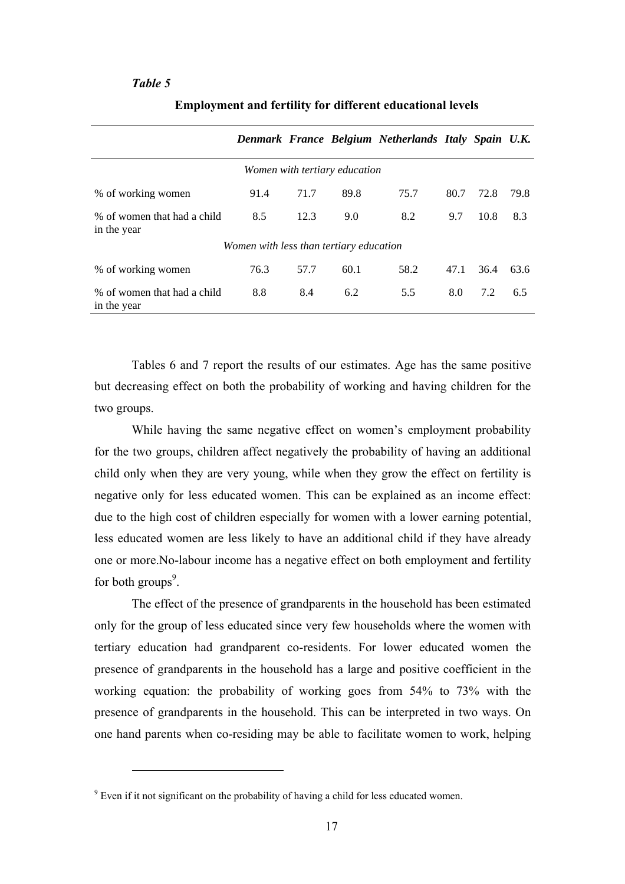*Table 5*

**Employment and fertility for different educational levels**

| | ***Denmark*** | ***France*** | ***Belgium*** | ***Netherlands*** | ***Italy*** | ***Spain*** | ***U.K.*** |
|---|---|---|---|---|---|---|---|
| *Women with tertiary education* | | | | | | | |
| % of working women | 91.4 | 71.7 | 89.8 | 75.7 | 80.7 | 72.8 | 79.8 |
| % of women that had a child in the year | 8.5 | 12.3 | 9.0 | 8.2 | 9.7 | 10.8 | 8.3 |
| *Women with less than tertiary education* | | | | | | | |
| % of working women | 76.3 | 57.7 | 60.1 | 58.2 | 47.1 | 36.4 | 63.6 |
| % of women that had a child in the year | 8.8 | 8.4 | 6.2 | 5.5 | 8.0 | 7.2 | 6.5 |

Tables 6 and 7 report the results of our estimates. Age has the same positive but decreasing effect on both the probability of working and having children for the two groups.

While having the same negative effect on women's employment probability for the two groups, children affect negatively the probability of having an additional child only when they are very young, while when they grow the effect on fertility is negative only for less educated women. This can be explained as an income effect: due to the high cost of children especially for women with a lower earning potential, less educated women are less likely to have an additional child if they have already one or more.No-labour income has a negative effect on both employment and fertility for both groups[9].

The effect of the presence of grandparents in the household has been estimated only for the group of less educated since very few households where the women with tertiary education had grandparent co-residents. For lower educated women the presence of grandparents in the household has a large and positive coefficient in the working equation: the probability of working goes from 54% to 73% with the presence of grandparents in the household. This can be interpreted in two ways. On one hand parents when co-residing may be able to facilitate women to work, helping

[9] Even if it not significant on the probability of having a child for less educated women.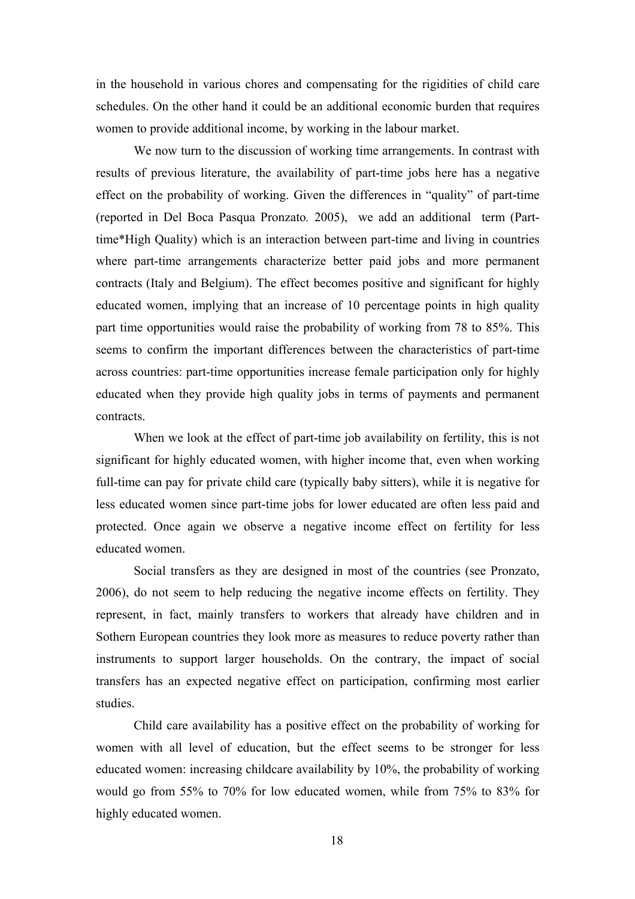in the household in various chores and compensating for the rigidities of child care schedules. On the other hand it could be an additional economic burden that requires women to provide additional income, by working in the labour market.

We now turn to the discussion of working time arrangements. In contrast with results of previous literature, the availability of part-time jobs here has a negative effect on the probability of working. Given the differences in "quality" of part-time (reported in Del Boca Pasqua Pronzato*.* 2005), we add an additional term (Part-time*High Quality) which is an interaction between part-time and living in countries where part-time arrangements characterize better paid jobs and more permanent contracts (Italy and Belgium). The effect becomes positive and significant for highly educated women, implying that an increase of 10 percentage points in high quality part time opportunities would raise the probability of working from 78 to 85%. This seems to confirm the important differences between the characteristics of part-time across countries: part-time opportunities increase female participation only for highly educated when they provide high quality jobs in terms of payments and permanent contracts.

When we look at the effect of part-time job availability on fertility, this is not significant for highly educated women, with higher income that, even when working full-time can pay for private child care (typically baby sitters), while it is negative for less educated women since part-time jobs for lower educated are often less paid and protected. Once again we observe a negative income effect on fertility for less educated women.

Social transfers as they are designed in most of the countries (see Pronzato, 2006), do not seem to help reducing the negative income effects on fertility. They represent, in fact, mainly transfers to workers that already have children and in Sothern European countries they look more as measures to reduce poverty rather than instruments to support larger households. On the contrary, the impact of social transfers has an expected negative effect on participation, confirming most earlier studies.

Child care availability has a positive effect on the probability of working for women with all level of education, but the effect seems to be stronger for less educated women: increasing childcare availability by 10%, the probability of working would go from 55% to 70% for low educated women, while from 75% to 83% for highly educated women.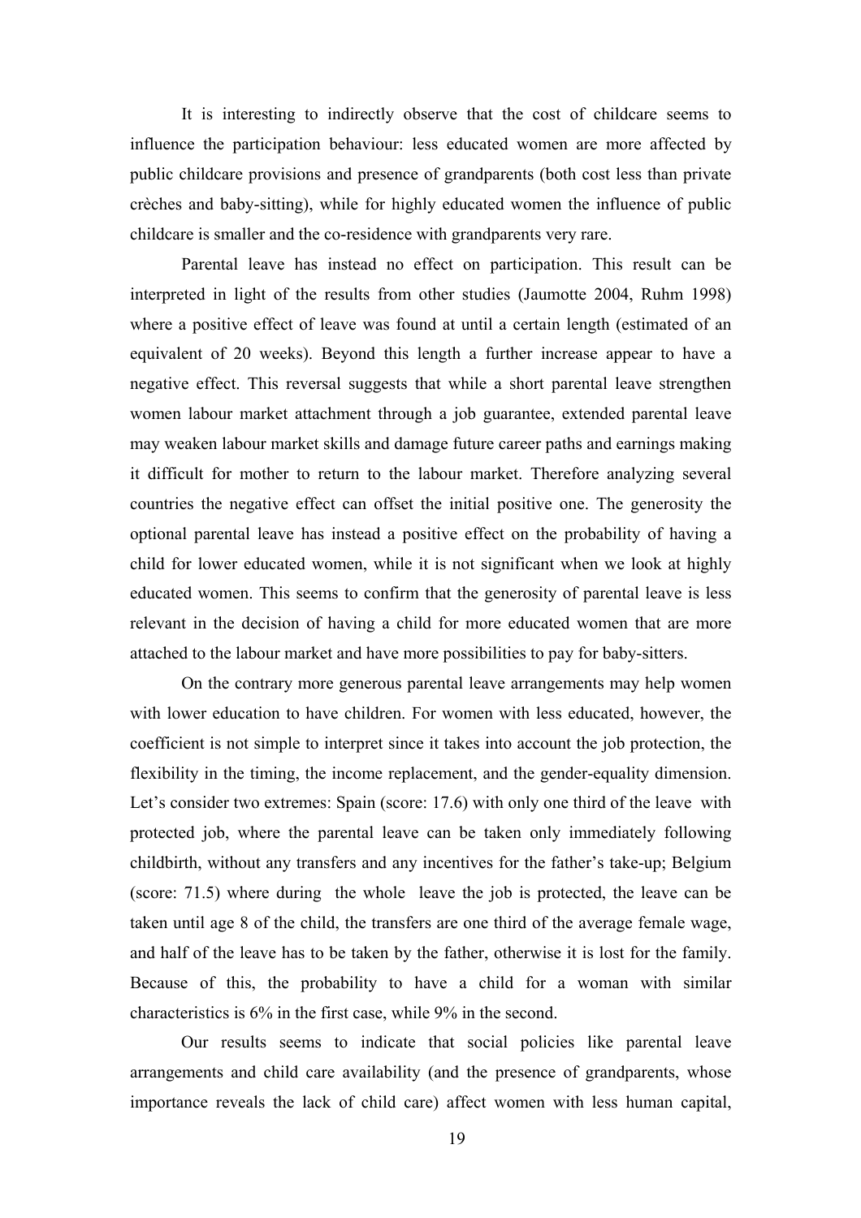It is interesting to indirectly observe that the cost of childcare seems to influence the participation behaviour: less educated women are more affected by public childcare provisions and presence of grandparents (both cost less than private crèches and baby-sitting), while for highly educated women the influence of public childcare is smaller and the co-residence with grandparents very rare.

Parental leave has instead no effect on participation. This result can be interpreted in light of the results from other studies (Jaumotte 2004, Ruhm 1998) where a positive effect of leave was found at until a certain length (estimated of an equivalent of 20 weeks). Beyond this length a further increase appear to have a negative effect. This reversal suggests that while a short parental leave strengthen women labour market attachment through a job guarantee, extended parental leave may weaken labour market skills and damage future career paths and earnings making it difficult for mother to return to the labour market. Therefore analyzing several countries the negative effect can offset the initial positive one. The generosity the optional parental leave has instead a positive effect on the probability of having a child for lower educated women, while it is not significant when we look at highly educated women. This seems to confirm that the generosity of parental leave is less relevant in the decision of having a child for more educated women that are more attached to the labour market and have more possibilities to pay for baby-sitters.

On the contrary more generous parental leave arrangements may help women with lower education to have children. For women with less educated, however, the coefficient is not simple to interpret since it takes into account the job protection, the flexibility in the timing, the income replacement, and the gender-equality dimension. Let's consider two extremes: Spain (score: 17.6) with only one third of the leave with protected job, where the parental leave can be taken only immediately following childbirth, without any transfers and any incentives for the father's take-up; Belgium (score: 71.5) where during the whole leave the job is protected, the leave can be taken until age 8 of the child, the transfers are one third of the average female wage, and half of the leave has to be taken by the father, otherwise it is lost for the family. Because of this, the probability to have a child for a woman with similar characteristics is 6% in the first case, while 9% in the second.

Our results seems to indicate that social policies like parental leave arrangements and child care availability (and the presence of grandparents, whose importance reveals the lack of child care) affect women with less human capital,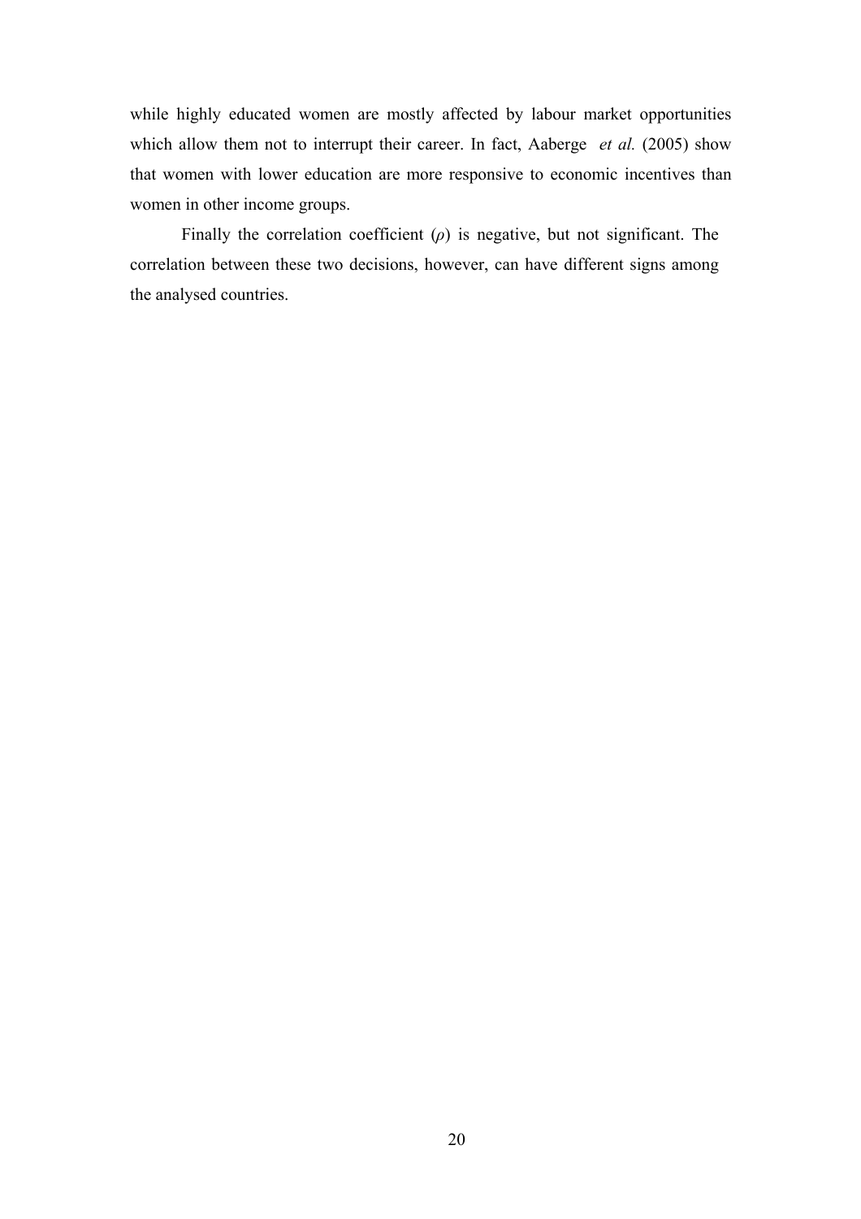while highly educated women are mostly affected by labour market opportunities which allow them not to interrupt their career. In fact, Aaberge *et al.* (2005) show that women with lower education are more responsive to economic incentives than women in other income groups.

Finally the correlation coefficient ($\rho$) is negative, but not significant. The correlation between these two decisions, however, can have different signs among the analysed countries.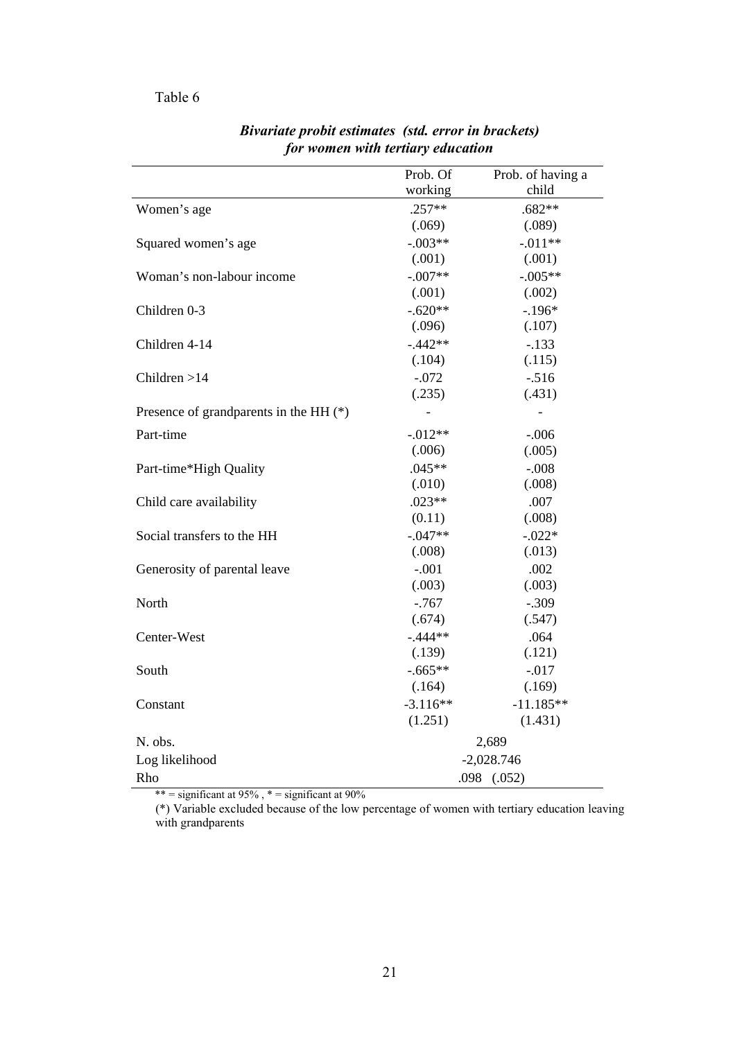Table 6

***Bivariate probit estimates (std. error in brackets) for women with tertiary education***

| | Prob. Of working | Prob. of having a child |
|---|---|---|
| Women's age | .257** | .682** |
| | (.069) | (.089) |
| Squared women's age | -.003** | -.011** |
| | (.001) | (.001) |
| Woman's non-labour income | -.007** | -.005** |
| | (.001) | (.002) |
| Children 0-3 | -.620** | -.196* |
| | (.096) | (.107) |
| Children 4-14 | -.442** | -.133 |
| | (.104) | (.115) |
| Children >14 | -.072 | -.516 |
| | (.235) | (.431) |
| Presence of grandparents in the HH (*) | - | - |
| Part-time | -.012** | -.006 |
| | (.006) | (.005) |
| Part-time*High Quality | .045** | -.008 |
| | (.010) | (.008) |
| Child care availability | .023** | .007 |
| | (0.11) | (.008) |
| Social transfers to the HH | -.047** | -.022* |
| | (.008) | (.013) |
| Generosity of parental leave | -.001 | .002 |
| | (.003) | (.003) |
| North | -.767 | -.309 |
| | (.674) | (.547) |
| Center-West | -.444** | .064 |
| | (.139) | (.121) |
| South | -.665** | -.017 |
| | (.164) | (.169) |
| Constant | -3.116** | -11.185** |
| | (1.251) | (1.431) |
| N. obs. | 2,689 | |
| Log likelihood | -2,028.746 | |
| Rho | .098 (.052) | |

** = significant at 95% , * = significant at 90%

(*) Variable excluded because of the low percentage of women with tertiary education leaving with grandparents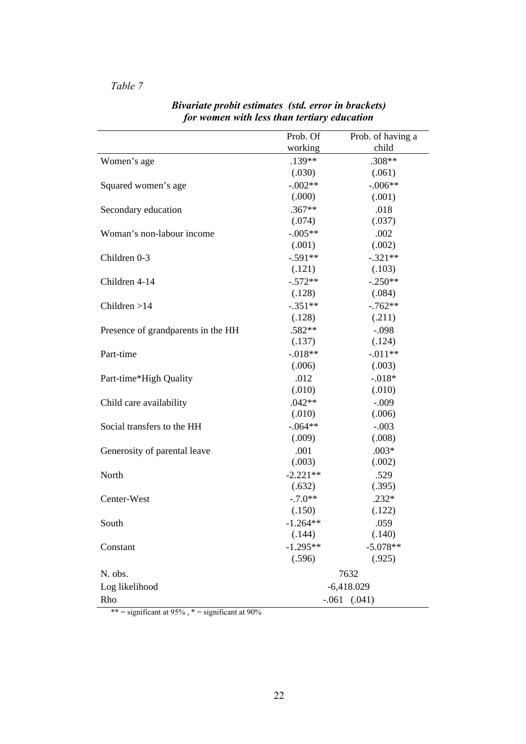*Table 7*

***Bivariate probit estimates (std. error in brackets) for women with less than tertiary education***

| | Prob. Of working | Prob. of having a child |
|---|---|---|
| Women's age | .139** | .308** |
| | (.030) | (.061) |
| Squared women's age | -.002** | -.006** |
| | (.000) | (.001) |
| Secondary education | .367** | .018 |
| | (.074) | (.037) |
| Woman's non-labour income | -.005** | .002 |
| | (.001) | (.002) |
| Children 0-3 | -.591** | -.321** |
| | (.121) | (.103) |
| Children 4-14 | -.572** | -.250** |
| | (.128) | (.084) |
| Children >14 | -.351** | -.762** |
| | (.128) | (.211) |
| Presence of grandparents in the HH | .582** | -.098 |
| | (.137) | (.124) |
| Part-time | -.018** | -.011** |
| | (.006) | (.003) |
| Part-time*High Quality | .012 | -.018* |
| | (.010) | (.010) |
| Child care availability | .042** | -.009 |
| | (.010) | (.006) |
| Social transfers to the HH | -.064** | -.003 |
| | (.009) | (.008) |
| Generosity of parental leave | .001 | .003* |
| | (.003) | (.002) |
| North | -2.221** | .529 |
| | (.632) | (.395) |
| Center-West | -.7.0** | .232* |
| | (.150) | (.122) |
| South | -1.264** | .059 |
| | (.144) | (.140) |
| Constant | -1.295** | -5.078** |
| | (.596) | (.925) |
| N. obs. | 7632 | |
| Log likelihood | -6,418.029 | |
| Rho | -.061 (.041) | |

** = significant at 95% , * = significant at 90%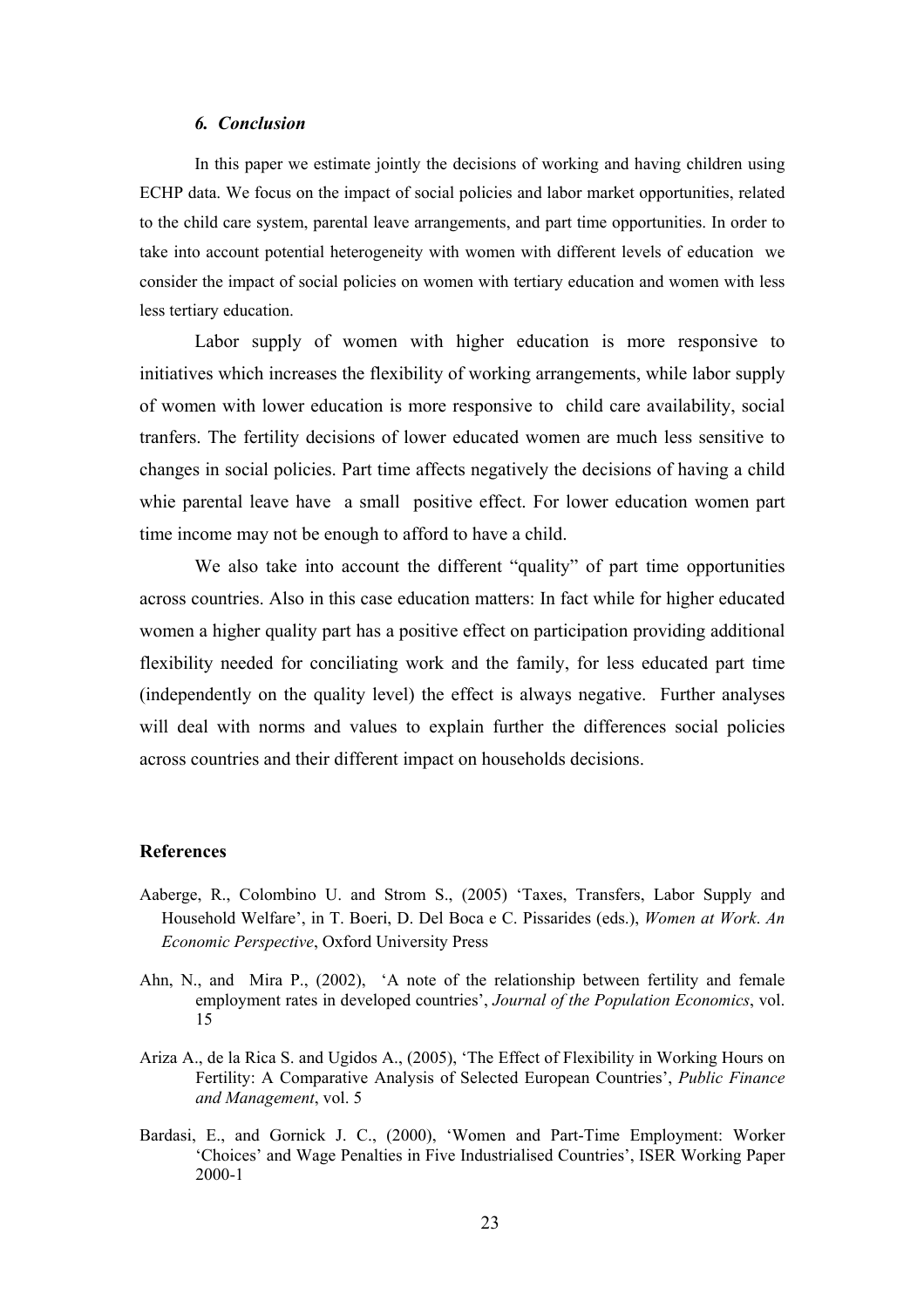### *6. Conclusion*

In this paper we estimate jointly the decisions of working and having children using ECHP data. We focus on the impact of social policies and labor market opportunities, related to the child care system, parental leave arrangements, and part time opportunities. In order to take into account potential heterogeneity with women with different levels of education we consider the impact of social policies on women with tertiary education and women with less less tertiary education.

Labor supply of women with higher education is more responsive to initiatives which increases the flexibility of working arrangements, while labor supply of women with lower education is more responsive to child care availability, social tranfers. The fertility decisions of lower educated women are much less sensitive to changes in social policies. Part time affects negatively the decisions of having a child whie parental leave have a small positive effect. For lower education women part time income may not be enough to afford to have a child.

We also take into account the different "quality" of part time opportunities across countries. Also in this case education matters: In fact while for higher educated women a higher quality part has a positive effect on participation providing additional flexibility needed for conciliating work and the family, for less educated part time (independently on the quality level) the effect is always negative. Further analyses will deal with norms and values to explain further the differences social policies across countries and their different impact on households decisions.

## References

Aaberge, R., Colombino U. and Strom S., (2005) 'Taxes, Transfers, Labor Supply and Household Welfare', in T. Boeri, D. Del Boca e C. Pissarides (eds.), *Women at Work. An Economic Perspective*, Oxford University Press

Ahn, N., and Mira P., (2002), 'A note of the relationship between fertility and female employment rates in developed countries', *Journal of the Population Economics*, vol. 15

Ariza A., de la Rica S. and Ugidos A., (2005), 'The Effect of Flexibility in Working Hours on Fertility: A Comparative Analysis of Selected European Countries', *Public Finance and Management*, vol. 5

Bardasi, E., and Gornick J. C., (2000), 'Women and Part-Time Employment: Worker 'Choices' and Wage Penalties in Five Industrialised Countries', ISER Working Paper 2000-1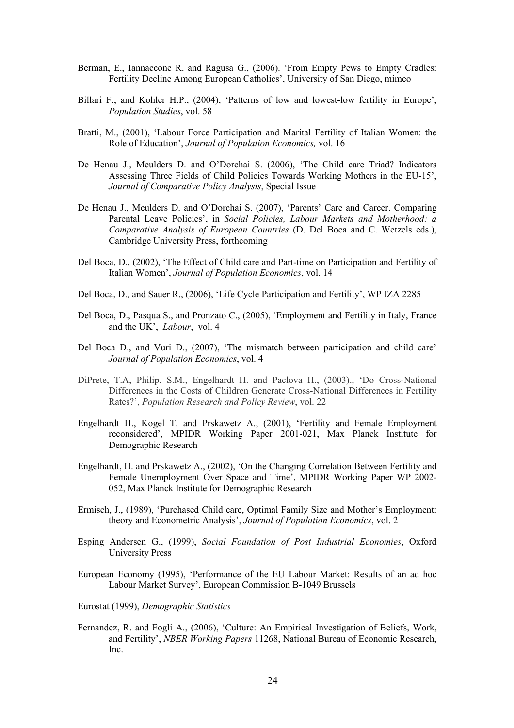Berman, E., Iannaccone R. and Ragusa G., (2006). 'From Empty Pews to Empty Cradles: Fertility Decline Among European Catholics', University of San Diego, mimeo

Billari F., and Kohler H.P., (2004), 'Patterns of low and lowest-low fertility in Europe', *Population Studies*, vol. 58

Bratti, M., (2001), 'Labour Force Participation and Marital Fertility of Italian Women: the Role of Education', *Journal of Population Economics,* vol. 16

De Henau J., Meulders D. and O'Dorchai S. (2006), 'The Child care Triad? Indicators Assessing Three Fields of Child Policies Towards Working Mothers in the EU-15', *Journal of Comparative Policy Analysis*, Special Issue

De Henau J., Meulders D. and O'Dorchai S. (2007), 'Parents' Care and Career. Comparing Parental Leave Policies', in *Social Policies, Labour Markets and Motherhood: a Comparative Analysis of European Countries* (D. Del Boca and C. Wetzels eds.), Cambridge University Press, forthcoming

Del Boca, D., (2002), 'The Effect of Child care and Part-time on Participation and Fertility of Italian Women', *Journal of Population Economics*, vol. 14

Del Boca, D., and Sauer R., (2006), 'Life Cycle Participation and Fertility', WP IZA 2285

Del Boca, D., Pasqua S., and Pronzato C., (2005), 'Employment and Fertility in Italy, France and the UK', *Labour*, vol. 4

Del Boca D., and Vuri D., (2007), 'The mismatch between participation and child care' *Journal of Population Economics*, vol. 4

DiPrete, T.A, Philip. S.M., Engelhardt H. and Paclova H., (2003)., 'Do Cross-National Differences in the Costs of Children Generate Cross-National Differences in Fertility Rates?', *Population Research and Policy Review*, vol. 22

Engelhardt H., Kogel T. and Prskawetz A., (2001), 'Fertility and Female Employment reconsidered', MPIDR Working Paper 2001-021, Max Planck Institute for Demographic Research

Engelhardt, H. and Prskawetz A., (2002), 'On the Changing Correlation Between Fertility and Female Unemployment Over Space and Time', MPIDR Working Paper WP 2002-052, Max Planck Institute for Demographic Research

Ermisch, J., (1989), 'Purchased Child care, Optimal Family Size and Mother's Employment: theory and Econometric Analysis', *Journal of Population Economics*, vol. 2

Esping Andersen G., (1999), *Social Foundation of Post Industrial Economies*, Oxford University Press

European Economy (1995), 'Performance of the EU Labour Market: Results of an ad hoc Labour Market Survey', European Commission B-1049 Brussels

Eurostat (1999), *Demographic Statistics*

Fernandez, R. and Fogli A., (2006), 'Culture: An Empirical Investigation of Beliefs, Work, and Fertility', *NBER Working Papers* 11268, National Bureau of Economic Research, Inc.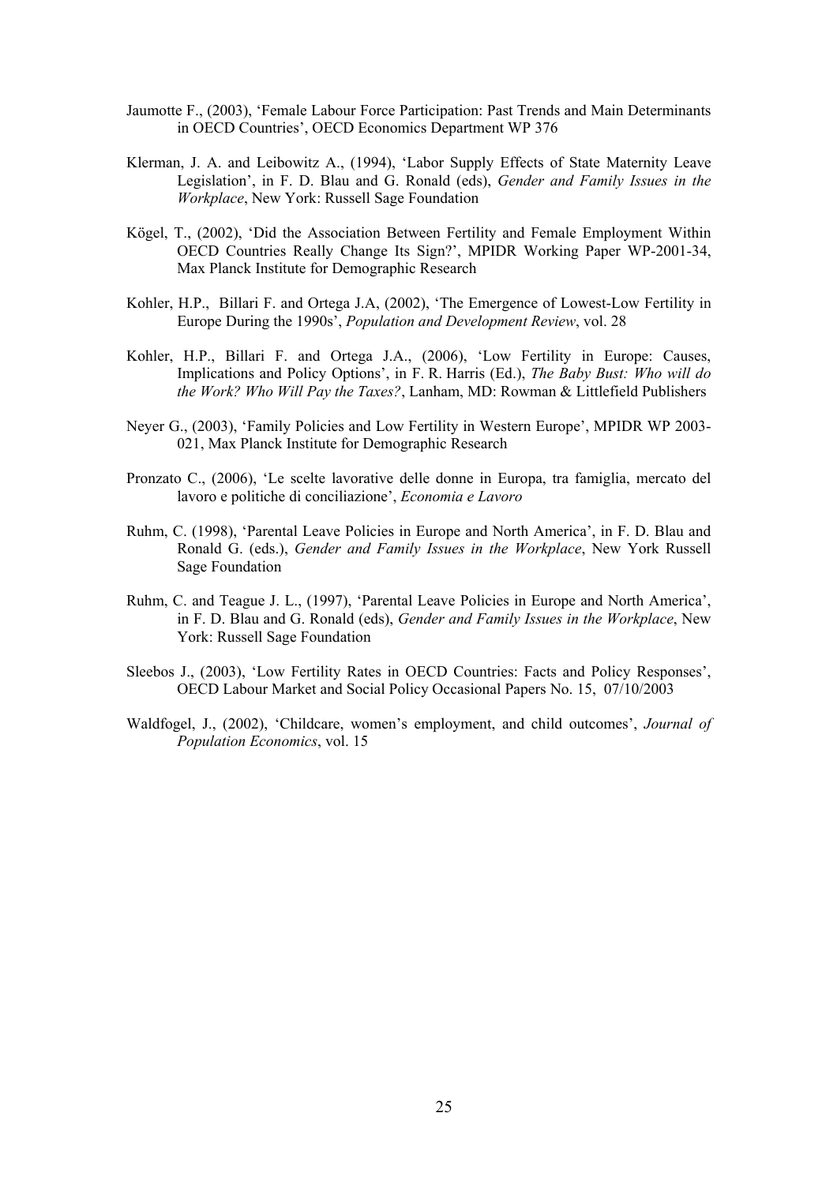Jaumotte F., (2003), 'Female Labour Force Participation: Past Trends and Main Determinants in OECD Countries', OECD Economics Department WP 376

Klerman, J. A. and Leibowitz A., (1994), 'Labor Supply Effects of State Maternity Leave Legislation', in F. D. Blau and G. Ronald (eds), *Gender and Family Issues in the Workplace*, New York: Russell Sage Foundation

Kögel, T., (2002), 'Did the Association Between Fertility and Female Employment Within OECD Countries Really Change Its Sign?', MPIDR Working Paper WP-2001-34, Max Planck Institute for Demographic Research

Kohler, H.P., Billari F. and Ortega J.A, (2002), 'The Emergence of Lowest-Low Fertility in Europe During the 1990s', *Population and Development Review*, vol. 28

Kohler, H.P., Billari F. and Ortega J.A., (2006), 'Low Fertility in Europe: Causes, Implications and Policy Options', in F. R. Harris (Ed.), *The Baby Bust: Who will do the Work? Who Will Pay the Taxes?*, Lanham, MD: Rowman & Littlefield Publishers

Neyer G., (2003), 'Family Policies and Low Fertility in Western Europe', MPIDR WP 2003-021, Max Planck Institute for Demographic Research

Pronzato C., (2006), 'Le scelte lavorative delle donne in Europa, tra famiglia, mercato del lavoro e politiche di conciliazione', *Economia e Lavoro*

Ruhm, C. (1998), 'Parental Leave Policies in Europe and North America', in F. D. Blau and Ronald G. (eds.), *Gender and Family Issues in the Workplace*, New York Russell Sage Foundation

Ruhm, C. and Teague J. L., (1997), 'Parental Leave Policies in Europe and North America', in F. D. Blau and G. Ronald (eds), *Gender and Family Issues in the Workplace*, New York: Russell Sage Foundation

Sleebos J., (2003), 'Low Fertility Rates in OECD Countries: Facts and Policy Responses', OECD Labour Market and Social Policy Occasional Papers No. 15, 07/10/2003

Waldfogel, J., (2002), 'Childcare, women's employment, and child outcomes', *Journal of Population Economics*, vol. 15